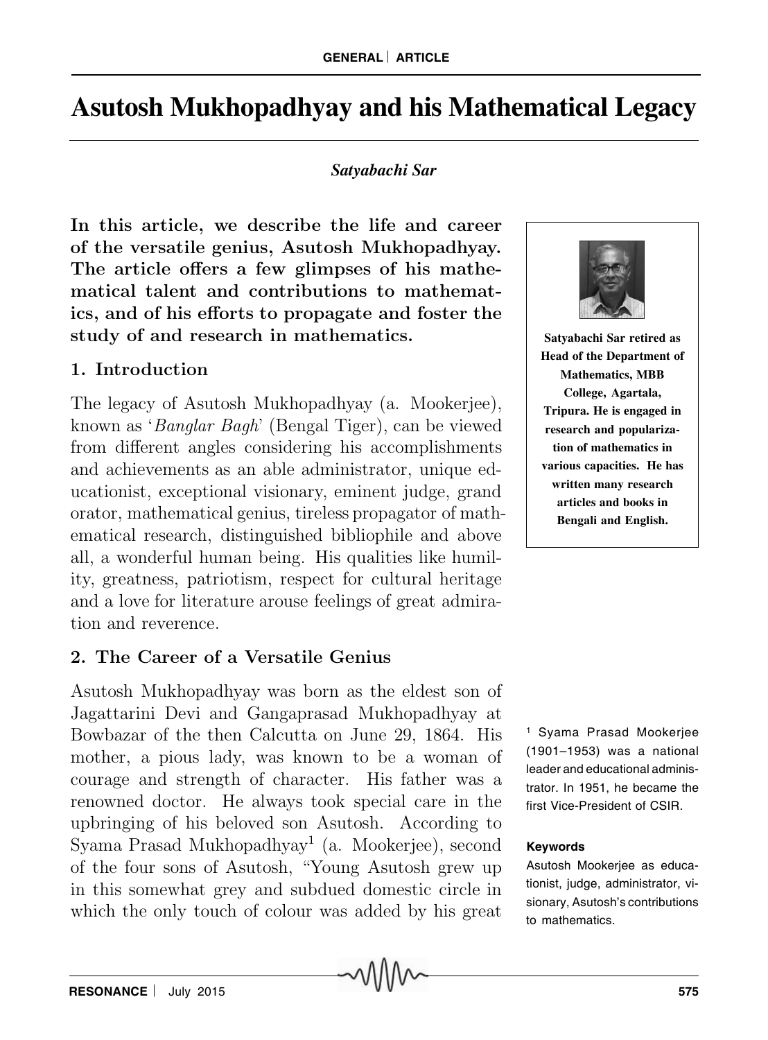# Asutosh Mukhopadhyay and his Mathematical Legacy

*Satyabachi Sar*

**In this article, we describe the life and career of the versatile genius, Asutosh Mukhopadhyay. The article offers a few glimpses of his mathematical talent and contributions to mathematics, and of his efforts to propagate and foster the study of and research in mathematics.**

**Satyabachi Sar retired as Head of the Department of Mathematics, MBB College, Agartala, Tripura. He is engaged in research and popularization of mathematics in various capacities. He has written many research articles and books in Bengali and English.**

## 1. Introduction

The legacy of Asutosh Mukhopadhyay (a. Mookerjee), known as '*Banglar Bagh*' (Bengal Tiger), can be viewed from different angles considering his accomplishments and achievements as an able administrator, unique educationist, exceptional visionary, eminent judge, grand orator, mathematical genius, tireless propagator of mathematical research, distinguished bibliophile and above all, a wonderful human being. His qualities like humility, greatness, patriotism, respect for cultural heritage and a love for literature arouse feelings of great admiration and reverence.

## 2. The Career of a Versatile Genius

Asutosh Mukhopadhyay was born as the eldest son of Jagattarini Devi and Gangaprasad Mukhopadhyay at Bowbazar of the then Calcutta on June 29, 1864. His mother, a pious lady, was known to be a woman of courage and strength of character. His father was a renowned doctor. He always took special care in the upbringing of his beloved son Asutosh. According to Syama Prasad Mukhopadhyay[1] (a. Mookerjee), second of the four sons of Asutosh, "Young Asutosh grew up in this somewhat grey and subdued domestic circle in which the only touch of colour was added by his great

[1] Syama Prasad Mookerjee (1901–1953) was a national leader and educational administrator. In 1951, he became the first Vice-President of CSIR.

**Keywords**

Asutosh Mookerjee as educationist, judge, administrator, visionary, Asutosh's contributions to mathematics.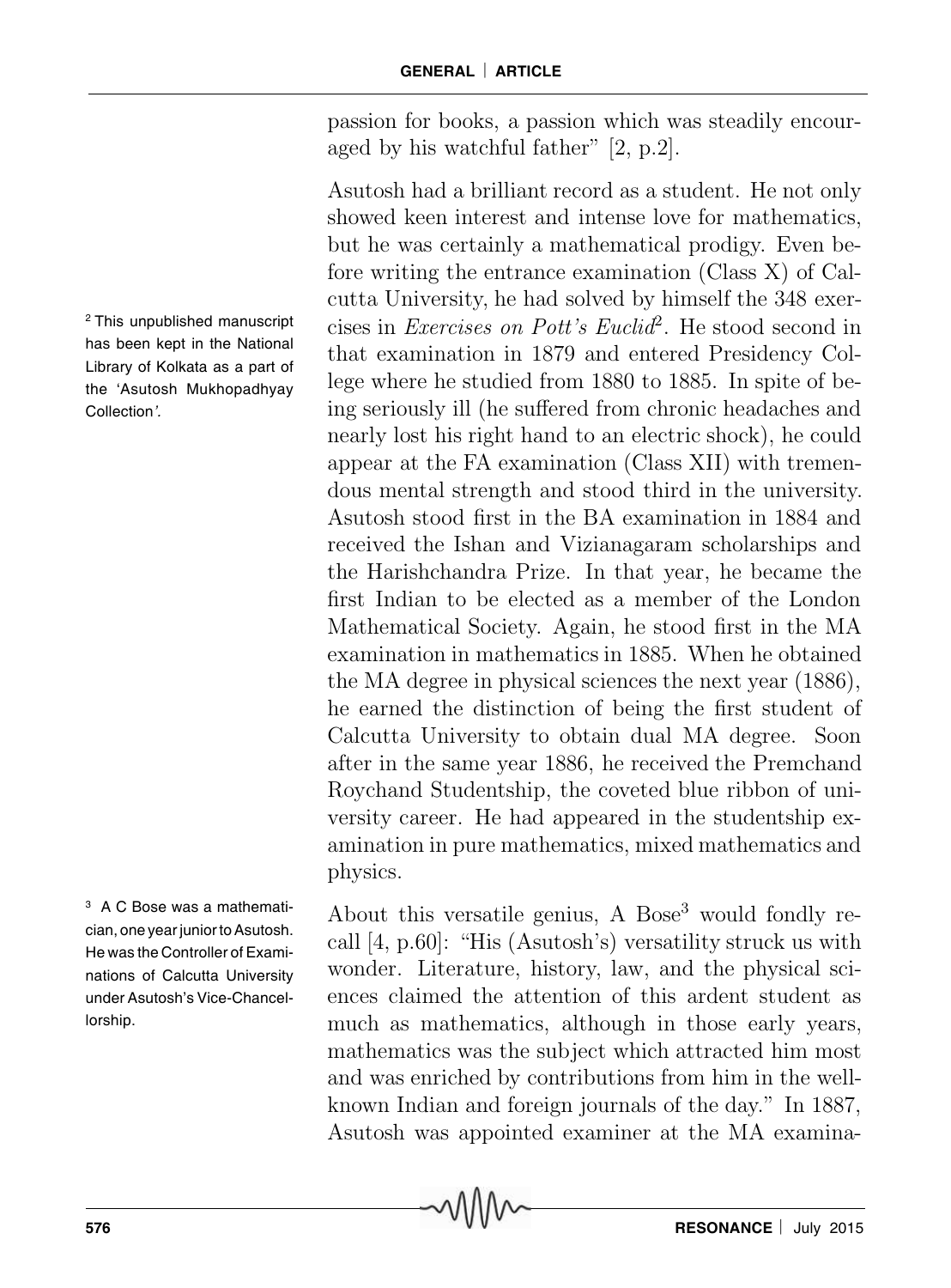passion for books, a passion which was steadily encouraged by his watchful father" [2, p.2].

Asutosh had a brilliant record as a student. He not only showed keen interest and intense love for mathematics, but he was certainly a mathematical prodigy. Even before writing the entrance examination (Class X) of Calcutta University, he had solved by himself the 348 exercises in *Exercises on Pott's Euclid*[2]. He stood second in that examination in 1879 and entered Presidency College where he studied from 1880 to 1885. In spite of being seriously ill (he suffered from chronic headaches and nearly lost his right hand to an electric shock), he could appear at the FA examination (Class XII) with tremendous mental strength and stood third in the university. Asutosh stood first in the BA examination in 1884 and received the Ishan and Vizianagaram scholarships and the Harishchandra Prize. In that year, he became the first Indian to be elected as a member of the London Mathematical Society. Again, he stood first in the MA examination in mathematics in 1885. When he obtained the MA degree in physical sciences the next year (1886), he earned the distinction of being the first student of Calcutta University to obtain dual MA degree. Soon after in the same year 1886, he received the Premchand Roychand Studentship, the coveted blue ribbon of university career. He had appeared in the studentship examination in pure mathematics, mixed mathematics and physics.

About this versatile genius, A Bose[3] would fondly recall [4, p.60]: "His (Asutosh's) versatility struck us with wonder. Literature, history, law, and the physical sciences claimed the attention of this ardent student as much as mathematics, although in those early years, mathematics was the subject which attracted him most and was enriched by contributions from him in the well-known Indian and foreign journals of the day." In 1887, Asutosh was appointed examiner at the MA examina-

[2] This unpublished manuscript has been kept in the National Library of Kolkata as a part of the 'Asutosh Mukhopadhyay Collection'.

[3] A C Bose was a mathematician, one year junior to Asutosh. He was the Controller of Examinations of Calcutta University under Asutosh's Vice-Chancellorship.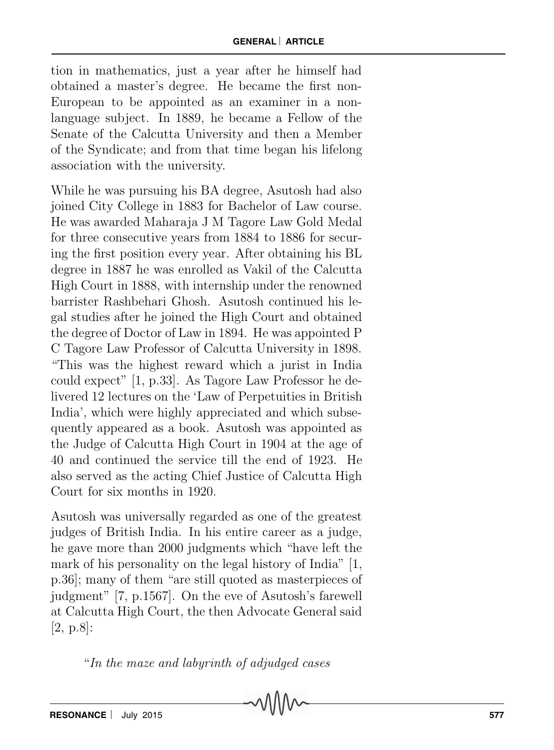tion in mathematics, just a year after he himself had obtained a master's degree. He became the first non-European to be appointed as an examiner in a non-language subject. In 1889, he became a Fellow of the Senate of the Calcutta University and then a Member of the Syndicate; and from that time began his lifelong association with the university.

While he was pursuing his BA degree, Asutosh had also joined City College in 1883 for Bachelor of Law course. He was awarded Maharaja J M Tagore Law Gold Medal for three consecutive years from 1884 to 1886 for securing the first position every year. After obtaining his BL degree in 1887 he was enrolled as Vakil of the Calcutta High Court in 1888, with internship under the renowned barrister Rashbehari Ghosh. Asutosh continued his legal studies after he joined the High Court and obtained the degree of Doctor of Law in 1894. He was appointed P C Tagore Law Professor of Calcutta University in 1898. "This was the highest reward which a jurist in India could expect" [1, p.33]. As Tagore Law Professor he delivered 12 lectures on the 'Law of Perpetuities in British India', which were highly appreciated and which subsequently appeared as a book. Asutosh was appointed as the Judge of Calcutta High Court in 1904 at the age of 40 and continued the service till the end of 1923. He also served as the acting Chief Justice of Calcutta High Court for six months in 1920.

Asutosh was universally regarded as one of the greatest judges of British India. In his entire career as a judge, he gave more than 2000 judgments which "have left the mark of his personality on the legal history of India" [1, p.36]; many of them "are still quoted as masterpieces of judgment" [7, p.1567]. On the eve of Asutosh's farewell at Calcutta High Court, the then Advocate General said [2, p.8]:

> "*In the maze and labyrinth of adjudged cases*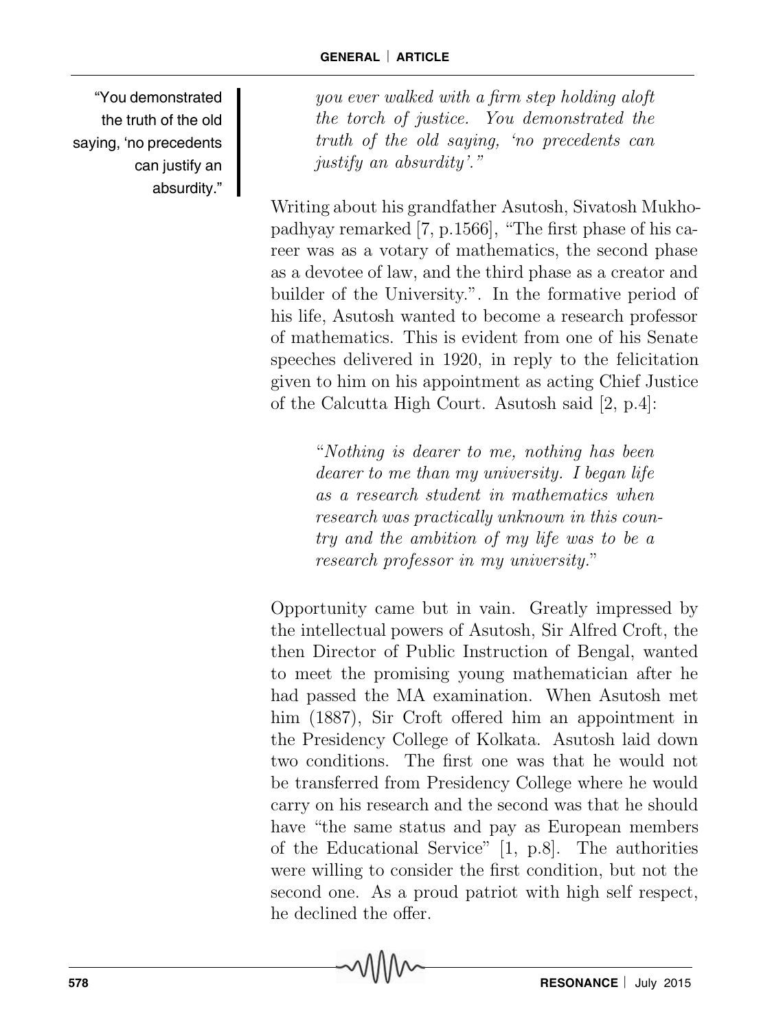> *you ever walked with a firm step holding aloft the torch of justice. You demonstrated the truth of the old saying, 'no precedents can justify an absurdity'."*

"You demonstrated the truth of the old saying, 'no precedents can justify an absurdity."

Writing about his grandfather Asutosh, Sivatosh Mukhopadhyay remarked [7, p.1566], "The first phase of his career was as a votary of mathematics, the second phase as a devotee of law, and the third phase as a creator and builder of the University.". In the formative period of his life, Asutosh wanted to become a research professor of mathematics. This is evident from one of his Senate speeches delivered in 1920, in reply to the felicitation given to him on his appointment as acting Chief Justice of the Calcutta High Court. Asutosh said [2, p.4]:

> "*Nothing is dearer to me, nothing has been dearer to me than my university. I began life as a research student in mathematics when research was practically unknown in this country and the ambition of my life was to be a research professor in my university.*"

Opportunity came but in vain. Greatly impressed by the intellectual powers of Asutosh, Sir Alfred Croft, the then Director of Public Instruction of Bengal, wanted to meet the promising young mathematician after he had passed the MA examination. When Asutosh met him (1887), Sir Croft offered him an appointment in the Presidency College of Kolkata. Asutosh laid down two conditions. The first one was that he would not be transferred from Presidency College where he would carry on his research and the second was that he should have "the same status and pay as European members of the Educational Service" [1, p.8]. The authorities were willing to consider the first condition, but not the second one. As a proud patriot with high self respect, he declined the offer.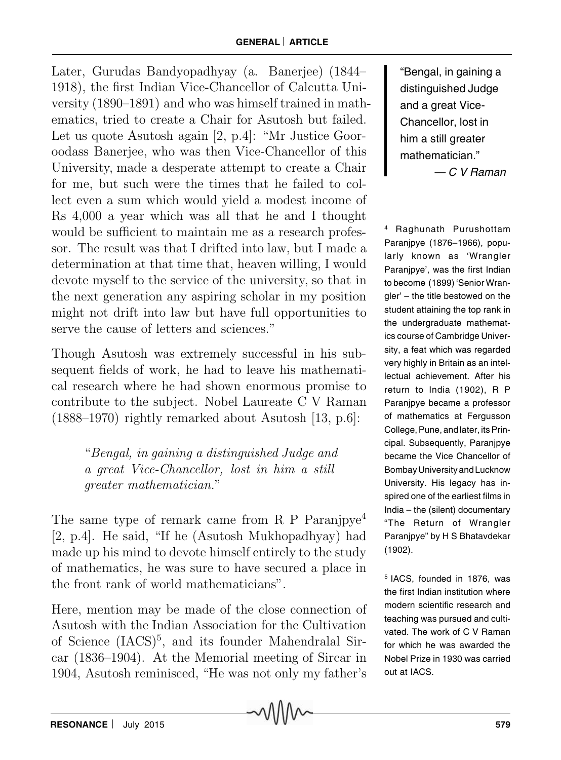Later, Gurudas Bandyopadhyay (a. Banerjee) (1844–1918), the first Indian Vice-Chancellor of Calcutta University (1890–1891) and who was himself trained in mathematics, tried to create a Chair for Asutosh but failed. Let us quote Asutosh again [2, p.4]: "Mr Justice Gooroodass Banerjee, who was then Vice-Chancellor of this University, made a desperate attempt to create a Chair for me, but such were the times that he failed to collect even a sum which would yield a modest income of Rs 4,000 a year which was all that he and I thought would be sufficient to maintain me as a research professor. The result was that I drifted into law, but I made a determination at that time that, heaven willing, I would devote myself to the service of the university, so that in the next generation any aspiring scholar in my position might not drift into law but have full opportunities to serve the cause of letters and sciences."

> "Bengal, in gaining a distinguished Judge and a great Vice-Chancellor, lost in him a still greater mathematician."
> — *C V Raman*

Though Asutosh was extremely successful in his subsequent fields of work, he had to leave his mathematical research where he had shown enormous promise to contribute to the subject. Nobel Laureate C V Raman (1888–1970) rightly remarked about Asutosh [13, p.6]:

> "*Bengal, in gaining a distinguished Judge and a great Vice-Chancellor, lost in him a still greater mathematician.*"

The same type of remark came from R P Paranjpye[4] [2, p.4]. He said, "If he (Asutosh Mukhopadhyay) had made up his mind to devote himself entirely to the study of mathematics, he was sure to have secured a place in the front rank of world mathematicians".

Here, mention may be made of the close connection of Asutosh with the Indian Association for the Cultivation of Science (IACS)[5], and its founder Mahendralal Sircar (1836–1904). At the Memorial meeting of Sircar in 1904, Asutosh reminisced, "He was not only my father's

[4] Raghunath Purushottam Paranjpye (1876–1966), popularly known as 'Wrangler Paranjpye', was the first Indian to become (1899) 'Senior Wrangler' – the title bestowed on the student attaining the top rank in the undergraduate mathematics course of Cambridge University, a feat which was regarded very highly in Britain as an intellectual achievement. After his return to India (1902), R P Paranjpye became a professor of mathematics at Fergusson College, Pune, and later, its Principal. Subsequently, Paranjpye became the Vice Chancellor of Bombay University and Lucknow University. His legacy has inspired one of the earliest films in India – the (silent) documentary "The Return of Wrangler Paranjpye" by H S Bhatavdekar (1902).

[5] IACS, founded in 1876, was the first Indian institution where modern scientific research and teaching was pursued and cultivated. The work of C V Raman for which he was awarded the Nobel Prize in 1930 was carried out at IACS.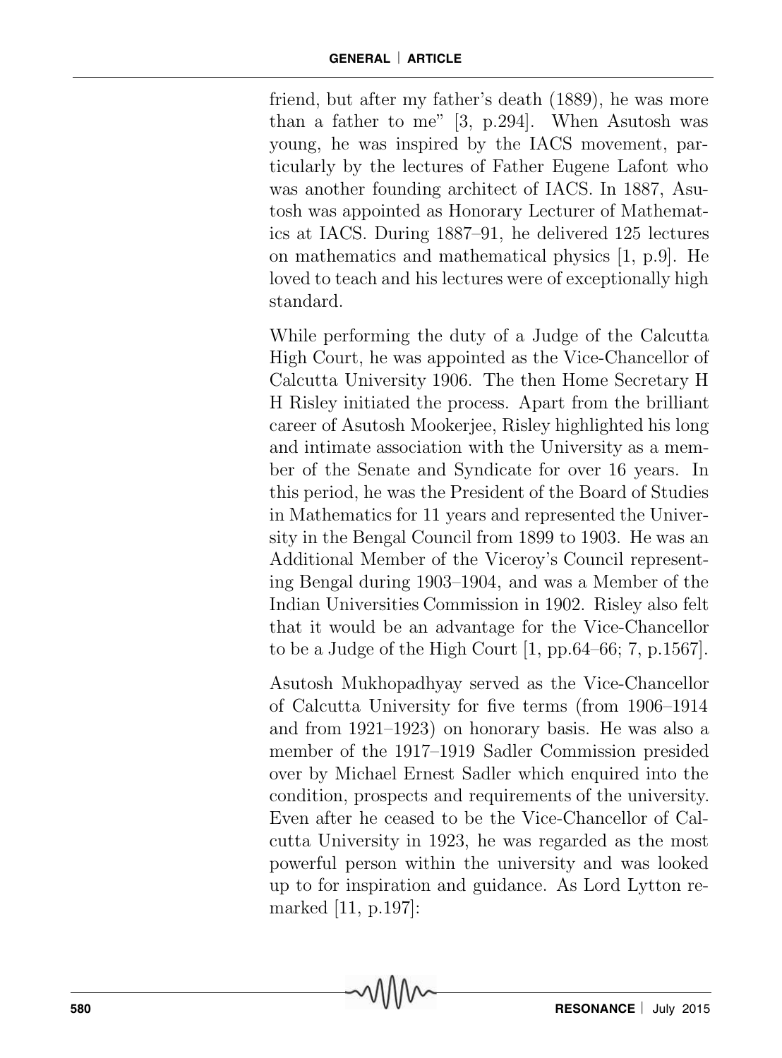friend, but after my father's death (1889), he was more than a father to me" [3, p.294]. When Asutosh was young, he was inspired by the IACS movement, particularly by the lectures of Father Eugene Lafont who was another founding architect of IACS. In 1887, Asutosh was appointed as Honorary Lecturer of Mathematics at IACS. During 1887–91, he delivered 125 lectures on mathematics and mathematical physics [1, p.9]. He loved to teach and his lectures were of exceptionally high standard.

While performing the duty of a Judge of the Calcutta High Court, he was appointed as the Vice-Chancellor of Calcutta University 1906. The then Home Secretary H H Risley initiated the process. Apart from the brilliant career of Asutosh Mookerjee, Risley highlighted his long and intimate association with the University as a member of the Senate and Syndicate for over 16 years. In this period, he was the President of the Board of Studies in Mathematics for 11 years and represented the University in the Bengal Council from 1899 to 1903. He was an Additional Member of the Viceroy's Council representing Bengal during 1903–1904, and was a Member of the Indian Universities Commission in 1902. Risley also felt that it would be an advantage for the Vice-Chancellor to be a Judge of the High Court [1, pp.64–66; 7, p.1567].

Asutosh Mukhopadhyay served as the Vice-Chancellor of Calcutta University for five terms (from 1906–1914 and from 1921–1923) on honorary basis. He was also a member of the 1917–1919 Sadler Commission presided over by Michael Ernest Sadler which enquired into the condition, prospects and requirements of the university. Even after he ceased to be the Vice-Chancellor of Calcutta University in 1923, he was regarded as the most powerful person within the university and was looked up to for inspiration and guidance. As Lord Lytton remarked [11, p.197]: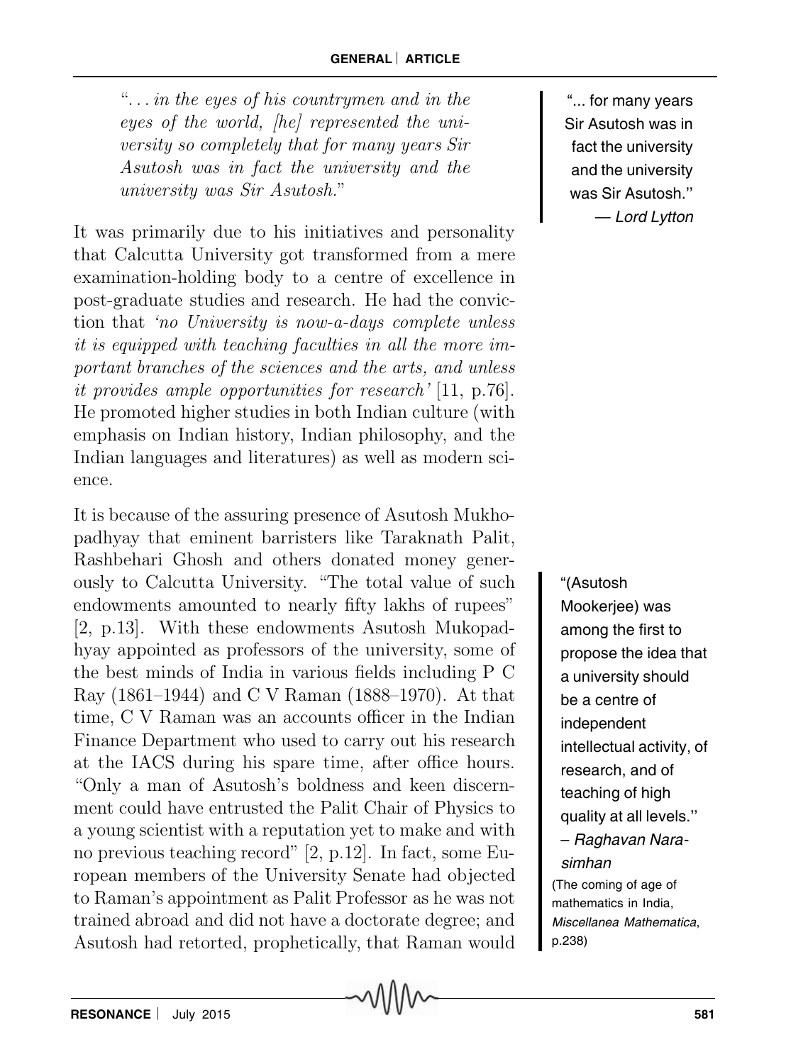> "*. . . in the eyes of his countrymen and in the eyes of the world, [he] represented the university so completely that for many years Sir Asutosh was in fact the university and the university was Sir Asutosh.*"

> "... for many years Sir Asutosh was in fact the university and the university was Sir Asutosh."
> — *Lord Lytton*

It was primarily due to his initiatives and personality that Calcutta University got transformed from a mere examination-holding body to a centre of excellence in post-graduate studies and research. He had the conviction that *'no University is now-a-days complete unless it is equipped with teaching faculties in all the more important branches of the sciences and the arts, and unless it provides ample opportunities for research'* [11, p.76]. He promoted higher studies in both Indian culture (with emphasis on Indian history, Indian philosophy, and the Indian languages and literatures) as well as modern science.

> "(Asutosh Mookerjee) was among the first to propose the idea that a university should be a centre of independent intellectual activity, of research, and of teaching of high quality at all levels."
> – *Raghavan Narasimhan*
> (The coming of age of mathematics in India, *Miscellanea Mathematica*, p.238)

It is because of the assuring presence of Asutosh Mukhopadhyay that eminent barristers like Taraknath Palit, Rashbehari Ghosh and others donated money generously to Calcutta University. "The total value of such endowments amounted to nearly fifty lakhs of rupees" [2, p.13]. With these endowments Asutosh Mukopadhyay appointed as professors of the university, some of the best minds of India in various fields including P C Ray (1861–1944) and C V Raman (1888–1970). At that time, C V Raman was an accounts officer in the Indian Finance Department who used to carry out his research at the IACS during his spare time, after office hours. "Only a man of Asutosh's boldness and keen discernment could have entrusted the Palit Chair of Physics to a young scientist with a reputation yet to make and with no previous teaching record" [2, p.12]. In fact, some European members of the University Senate had objected to Raman's appointment as Palit Professor as he was not trained abroad and did not have a doctorate degree; and Asutosh had retorted, prophetically, that Raman would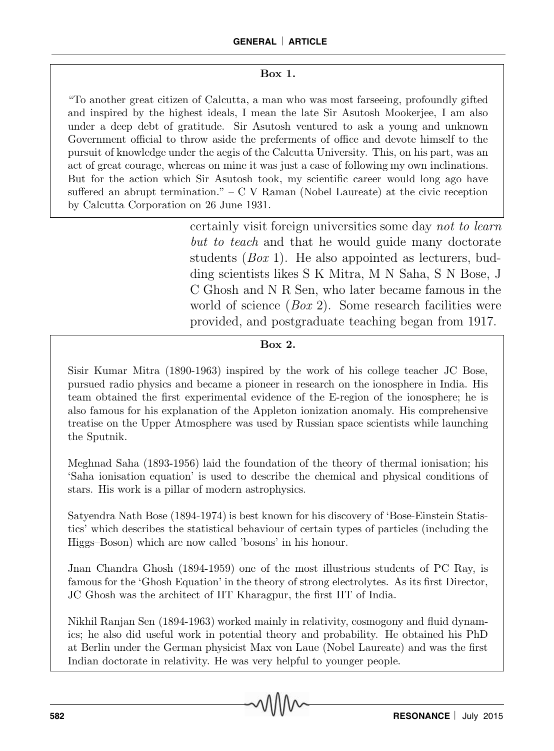**Box 1.**

"To another great citizen of Calcutta, a man who was most farseeing, profoundly gifted and inspired by the highest ideals, I mean the late Sir Asutosh Mookerjee, I am also under a deep debt of gratitude. Sir Asutosh ventured to ask a young and unknown Government official to throw aside the preferments of office and devote himself to the pursuit of knowledge under the aegis of the Calcutta University. This, on his part, was an act of great courage, whereas on mine it was just a case of following my own inclinations. But for the action which Sir Asutosh took, my scientific career would long ago have suffered an abrupt termination." – C V Raman (Nobel Laureate) at the civic reception by Calcutta Corporation on 26 June 1931.

certainly visit foreign universities some day *not to learn but to teach* and that he would guide many doctorate students (*Box* 1). He also appointed as lecturers, budding scientists likes S K Mitra, M N Saha, S N Bose, J C Ghosh and N R Sen, who later became famous in the world of science (*Box* 2). Some research facilities were provided, and postgraduate teaching began from 1917.

**Box 2.**

Sisir Kumar Mitra (1890-1963) inspired by the work of his college teacher JC Bose, pursued radio physics and became a pioneer in research on the ionosphere in India. His team obtained the first experimental evidence of the E-region of the ionosphere; he is also famous for his explanation of the Appleton ionization anomaly. His comprehensive treatise on the Upper Atmosphere was used by Russian space scientists while launching the Sputnik.

Meghnad Saha (1893-1956) laid the foundation of the theory of thermal ionisation; his 'Saha ionisation equation' is used to describe the chemical and physical conditions of stars. His work is a pillar of modern astrophysics.

Satyendra Nath Bose (1894-1974) is best known for his discovery of 'Bose-Einstein Statistics' which describes the statistical behaviour of certain types of particles (including the Higgs–Boson) which are now called 'bosons' in his honour.

Jnan Chandra Ghosh (1894-1959) one of the most illustrious students of PC Ray, is famous for the 'Ghosh Equation' in the theory of strong electrolytes. As its first Director, JC Ghosh was the architect of IIT Kharagpur, the first IIT of India.

Nikhil Ranjan Sen (1894-1963) worked mainly in relativity, cosmogony and fluid dynamics; he also did useful work in potential theory and probability. He obtained his PhD at Berlin under the German physicist Max von Laue (Nobel Laureate) and was the first Indian doctorate in relativity. He was very helpful to younger people.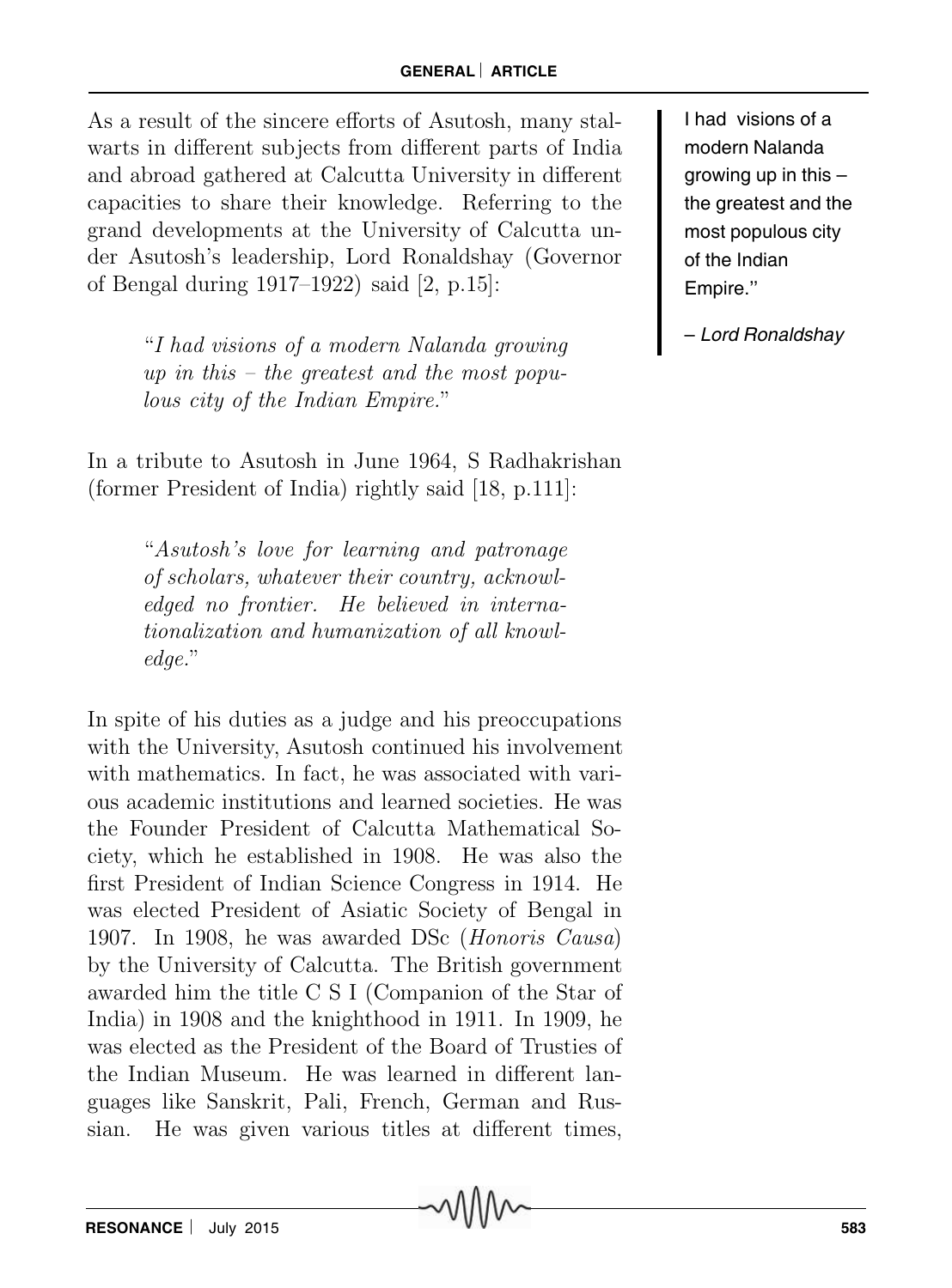As a result of the sincere efforts of Asutosh, many stalwarts in different subjects from different parts of India and abroad gathered at Calcutta University in different capacities to share their knowledge. Referring to the grand developments at the University of Calcutta under Asutosh's leadership, Lord Ronaldshay (Governor of Bengal during 1917–1922) said [2, p.15]:

> "*I had visions of a modern Nalanda growing up in this – the greatest and the most populous city of the Indian Empire.*"

I had visions of a modern Nalanda growing up in this – the greatest and the most populous city of the Indian Empire."

*– Lord Ronaldshay*

In a tribute to Asutosh in June 1964, S Radhakrishan (former President of India) rightly said [18, p.111]:

> "*Asutosh's love for learning and patronage of scholars, whatever their country, acknowledged no frontier. He believed in internationalization and humanization of all knowledge.*"

In spite of his duties as a judge and his preoccupations with the University, Asutosh continued his involvement with mathematics. In fact, he was associated with various academic institutions and learned societies. He was the Founder President of Calcutta Mathematical Society, which he established in 1908. He was also the first President of Indian Science Congress in 1914. He was elected President of Asiatic Society of Bengal in 1907. In 1908, he was awarded DSc (*Honoris Causa*) by the University of Calcutta. The British government awarded him the title C S I (Companion of the Star of India) in 1908 and the knighthood in 1911. In 1909, he was elected as the President of the Board of Trusties of the Indian Museum. He was learned in different languages like Sanskrit, Pali, French, German and Russian. He was given various titles at different times,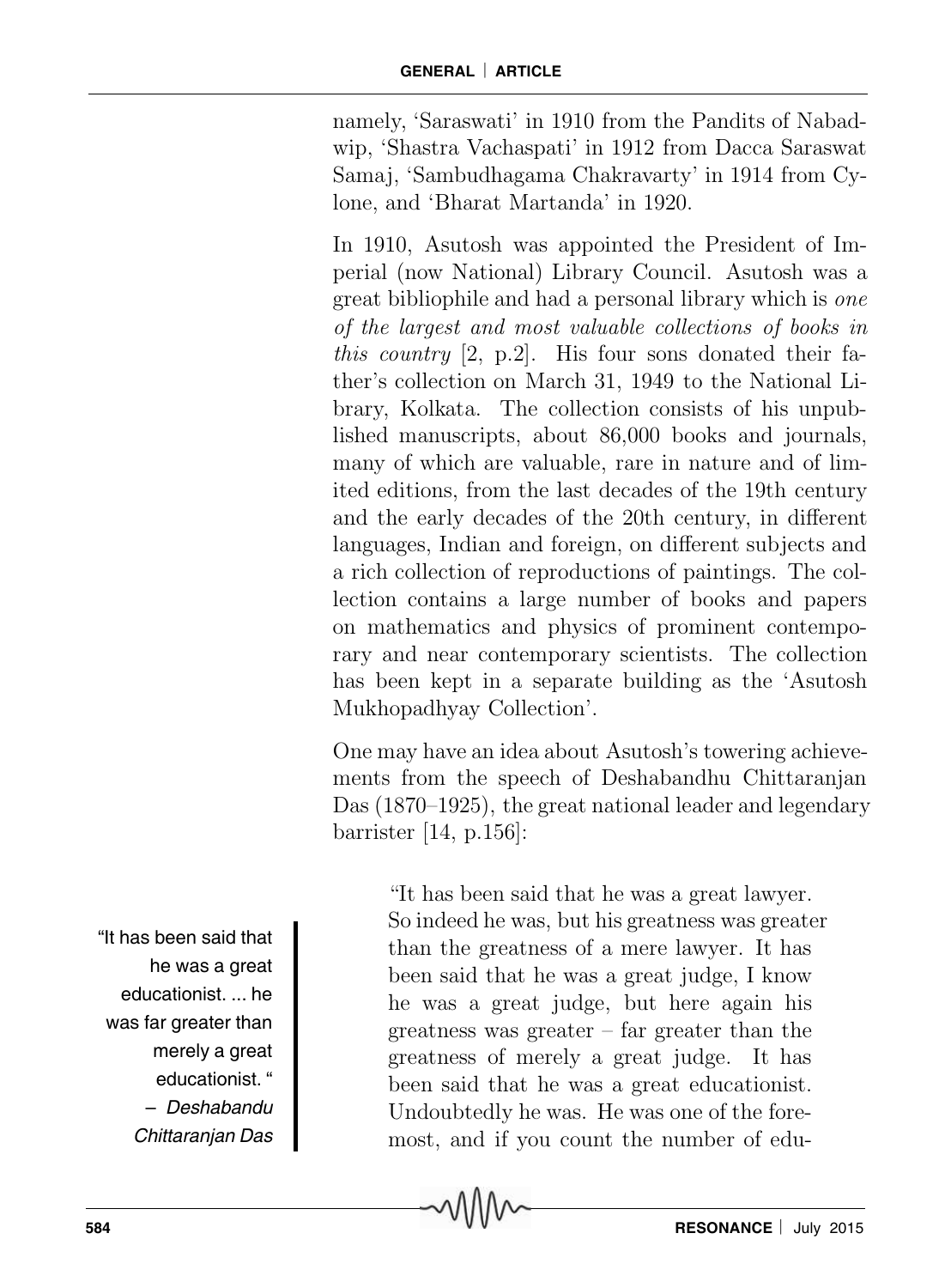namely, 'Saraswati' in 1910 from the Pandits of Nabadwip, 'Shastra Vachaspati' in 1912 from Dacca Saraswat Samaj, 'Sambudhagama Chakravarty' in 1914 from Cylone, and 'Bharat Martanda' in 1920.

In 1910, Asutosh was appointed the President of Imperial (now National) Library Council. Asutosh was a great bibliophile and had a personal library which is *one of the largest and most valuable collections of books in this country* [2, p.2]. His four sons donated their father's collection on March 31, 1949 to the National Library, Kolkata. The collection consists of his unpublished manuscripts, about 86,000 books and journals, many of which are valuable, rare in nature and of limited editions, from the last decades of the 19th century and the early decades of the 20th century, in different languages, Indian and foreign, on different subjects and a rich collection of reproductions of paintings. The collection contains a large number of books and papers on mathematics and physics of prominent contemporary and near contemporary scientists. The collection has been kept in a separate building as the 'Asutosh Mukhopadhyay Collection'.

One may have an idea about Asutosh's towering achievements from the speech of Deshabandhu Chittaranjan Das (1870–1925), the great national leader and legendary barrister [14, p.156]:

> "It has been said that he was a great lawyer. So indeed he was, but his greatness was greater than the greatness of a mere lawyer. It has been said that he was a great judge, I know he was a great judge, but here again his greatness was greater – far greater than the greatness of merely a great judge. It has been said that he was a great educationist. Undoubtedly he was. He was one of the foremost, and if you count the number of edu-

"It has been said that he was a great educationist. ... he was far greater than merely a great educationist. " – *Deshabandu Chittaranjan Das*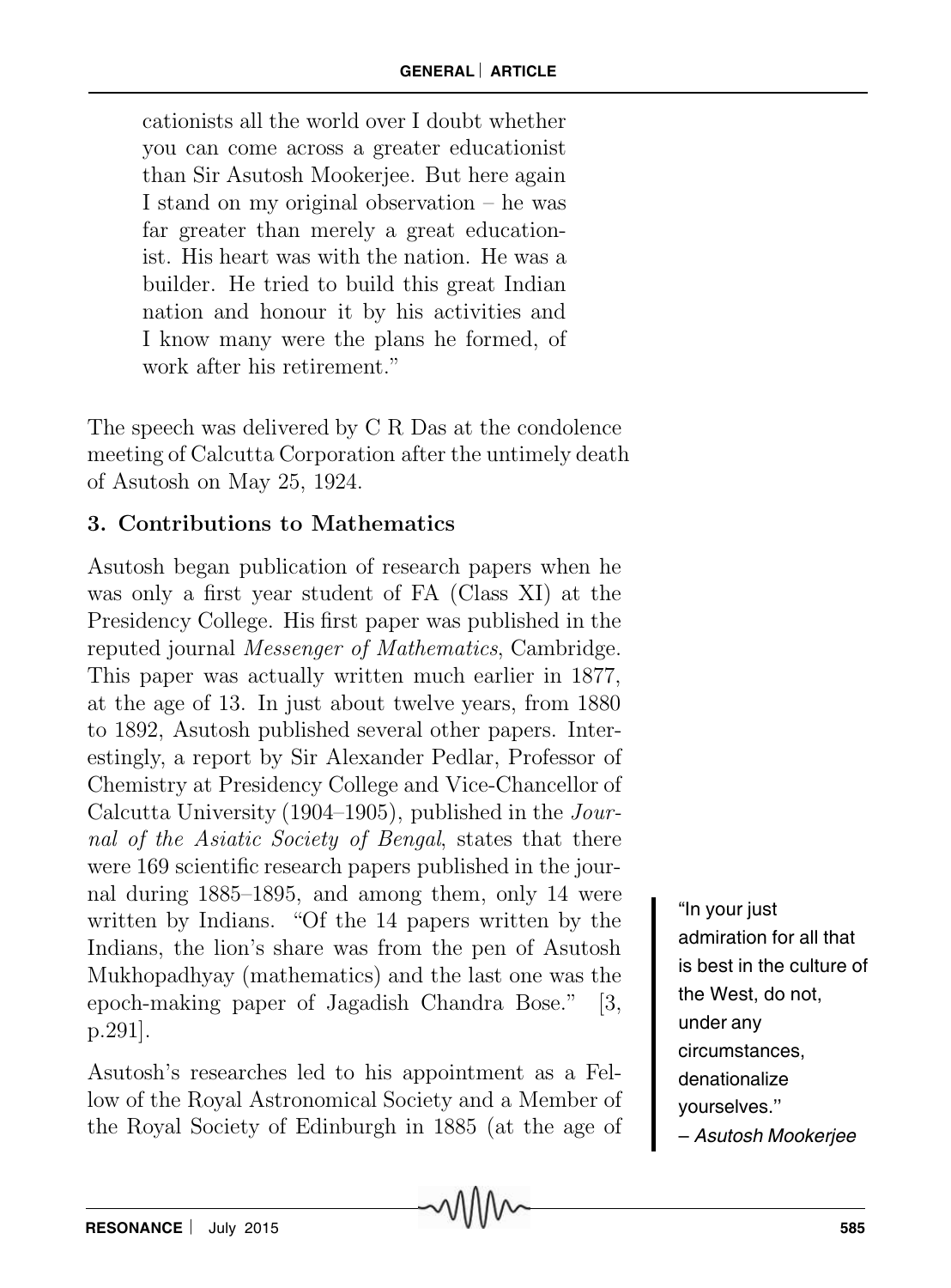> cationists all the world over I doubt whether you can come across a greater educationist than Sir Asutosh Mookerjee. But here again I stand on my original observation – he was far greater than merely a great educationist. His heart was with the nation. He was a builder. He tried to build this great Indian nation and honour it by his activities and I know many were the plans he formed, of work after his retirement."

The speech was delivered by C R Das at the condolence meeting of Calcutta Corporation after the untimely death of Asutosh on May 25, 1924.

### 3. Contributions to Mathematics

Asutosh began publication of research papers when he was only a first year student of FA (Class XI) at the Presidency College. His first paper was published in the reputed journal *Messenger of Mathematics*, Cambridge. This paper was actually written much earlier in 1877, at the age of 13. In just about twelve years, from 1880 to 1892, Asutosh published several other papers. Interestingly, a report by Sir Alexander Pedlar, Professor of Chemistry at Presidency College and Vice-Chancellor of Calcutta University (1904–1905), published in the *Journal of the Asiatic Society of Bengal*, states that there were 169 scientific research papers published in the journal during 1885–1895, and among them, only 14 were written by Indians. "Of the 14 papers written by the Indians, the lion's share was from the pen of Asutosh Mukhopadhyay (mathematics) and the last one was the epoch-making paper of Jagadish Chandra Bose." [3, p.291].

> "In your just admiration for all that is best in the culture of the West, do not, under any circumstances, denationalize yourselves."
> – *Asutosh Mookerjee*

Asutosh's researches led to his appointment as a Fellow of the Royal Astronomical Society and a Member of the Royal Society of Edinburgh in 1885 (at the age of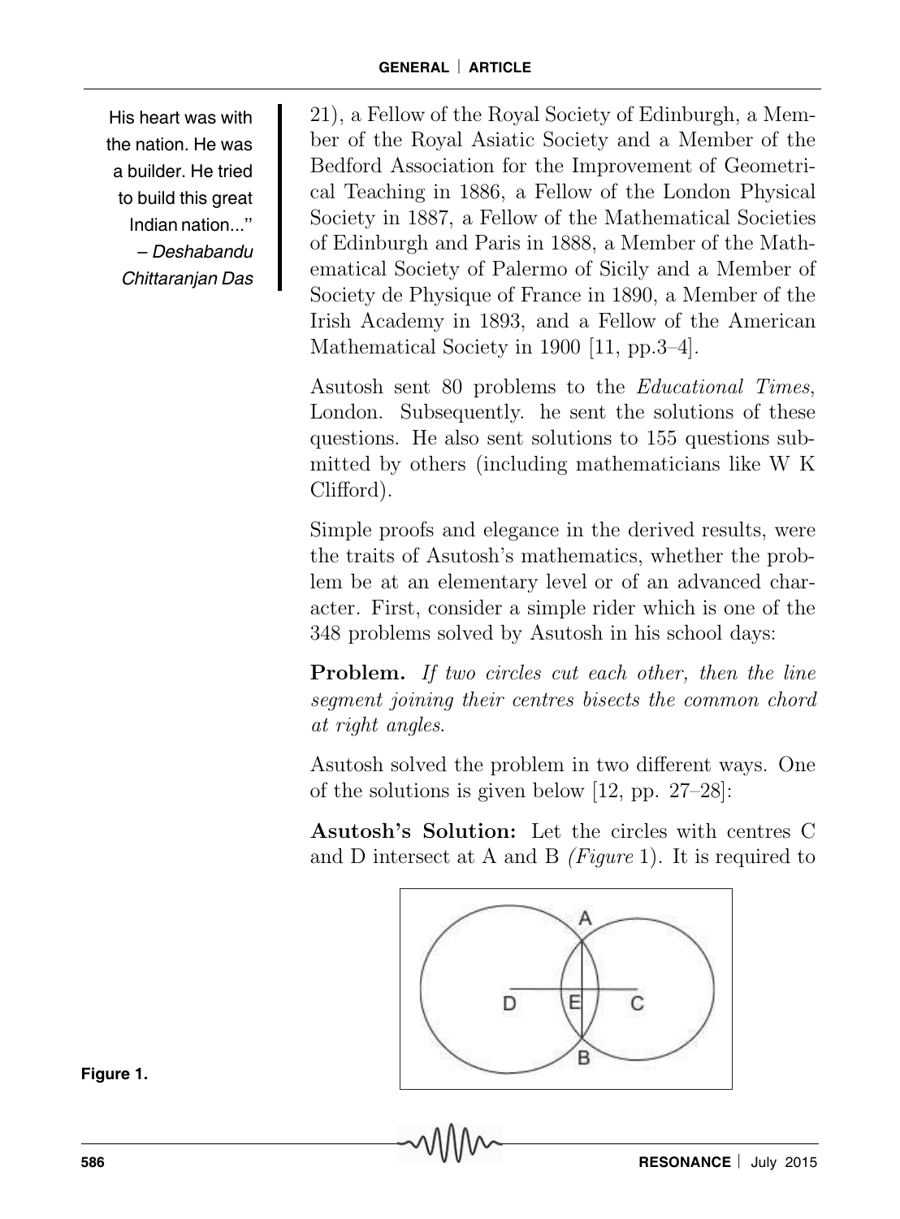His heart was with the nation. He was a builder. He tried to build this great Indian nation..." – *Deshabandu Chittaranjan Das*

21), a Fellow of the Royal Society of Edinburgh, a Member of the Royal Asiatic Society and a Member of the Bedford Association for the Improvement of Geometrical Teaching in 1886, a Fellow of the London Physical Society in 1887, a Fellow of the Mathematical Societies of Edinburgh and Paris in 1888, a Member of the Mathematical Society of Palermo of Sicily and a Member of Society de Physique of France in 1890, a Member of the Irish Academy in 1893, and a Fellow of the American Mathematical Society in 1900 [11, pp.3–4].

Asutosh sent 80 problems to the *Educational Times*, London. Subsequently. he sent the solutions of these questions. He also sent solutions to 155 questions submitted by others (including mathematicians like W K Clifford).

Simple proofs and elegance in the derived results, were the traits of Asutosh's mathematics, whether the problem be at an elementary level or of an advanced character. First, consider a simple rider which is one of the 348 problems solved by Asutosh in his school days:

**Problem.** *If two circles cut each other, then the line segment joining their centres bisects the common chord at right angles.*

Asutosh solved the problem in two different ways. One of the solutions is given below [12, pp. 27–28]:

**Asutosh's Solution:** Let the circles with centres C and D intersect at A and B *(Figure* 1). It is required to

**Figure 1.**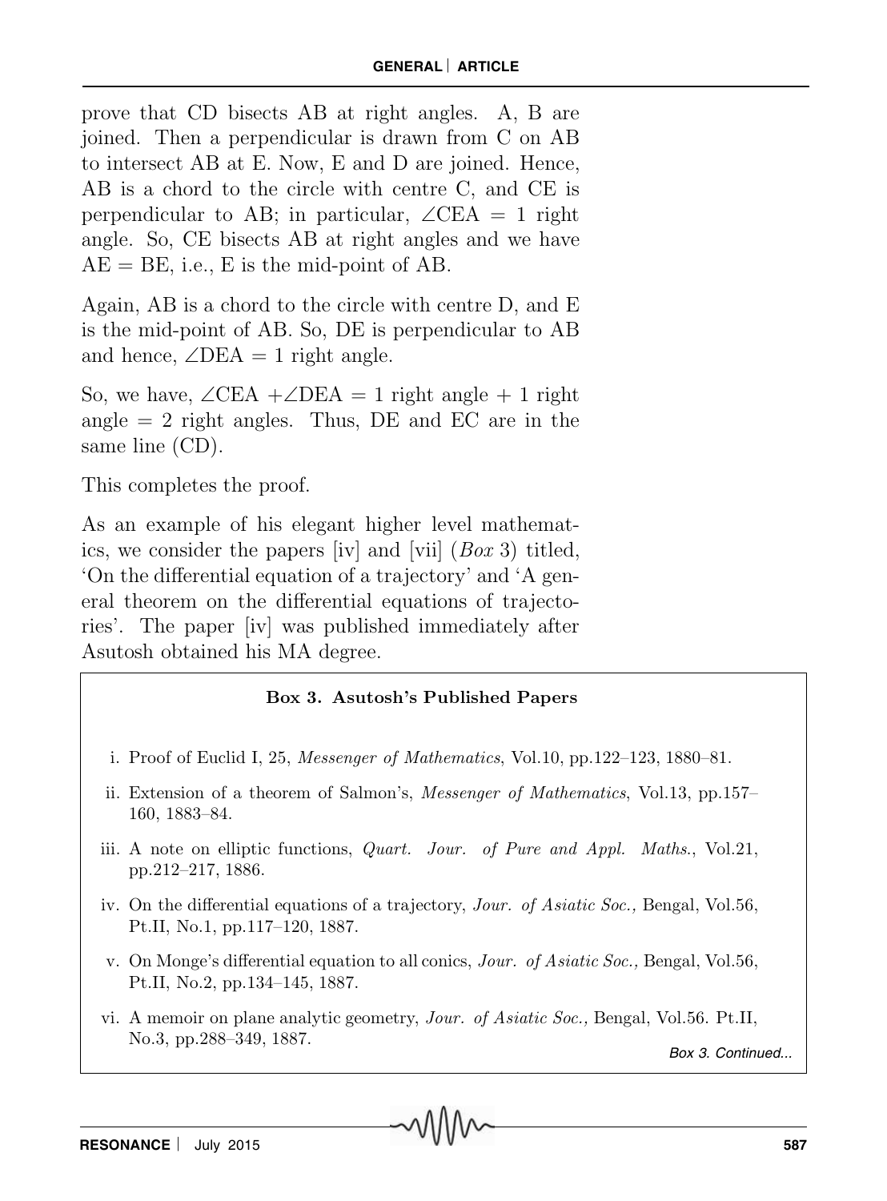prove that CD bisects AB at right angles. A, B are joined. Then a perpendicular is drawn from C on AB to intersect AB at E. Now, E and D are joined. Hence, AB is a chord to the circle with centre C, and CE is perpendicular to AB; in particular, $\angle$CEA = 1 right angle. So, CE bisects AB at right angles and we have AE = BE, i.e., E is the mid-point of AB.

Again, AB is a chord to the circle with centre D, and E is the mid-point of AB. So, DE is perpendicular to AB and hence, $\angle$DEA = 1 right angle.

So, we have, $\angle$CEA + $\angle$DEA = 1 right angle + 1 right angle = 2 right angles. Thus, DE and EC are in the same line (CD).

This completes the proof.

As an example of his elegant higher level mathematics, we consider the papers [iv] and [vii] (*Box* 3) titled, 'On the differential equation of a trajectory' and 'A general theorem on the differential equations of trajectories'. The paper [iv] was published immediately after Asutosh obtained his MA degree.

**Box 3. Asutosh's Published Papers**

i. Proof of Euclid I, 25, *Messenger of Mathematics*, Vol.10, pp.122–123, 1880–81.

ii. Extension of a theorem of Salmon's, *Messenger of Mathematics*, Vol.13, pp.157–160, 1883–84.

iii. A note on elliptic functions, *Quart. Jour. of Pure and Appl. Maths.*, Vol.21, pp.212–217, 1886.

iv. On the differential equations of a trajectory, *Jour. of Asiatic Soc.,* Bengal, Vol.56, Pt.II, No.1, pp.117–120, 1887.

v. On Monge's differential equation to all conics, *Jour. of Asiatic Soc.,* Bengal, Vol.56, Pt.II, No.2, pp.134–145, 1887.

vi. A memoir on plane analytic geometry, *Jour. of Asiatic Soc.,* Bengal, Vol.56. Pt.II, No.3, pp.288–349, 1887.

*Box 3. Continued...*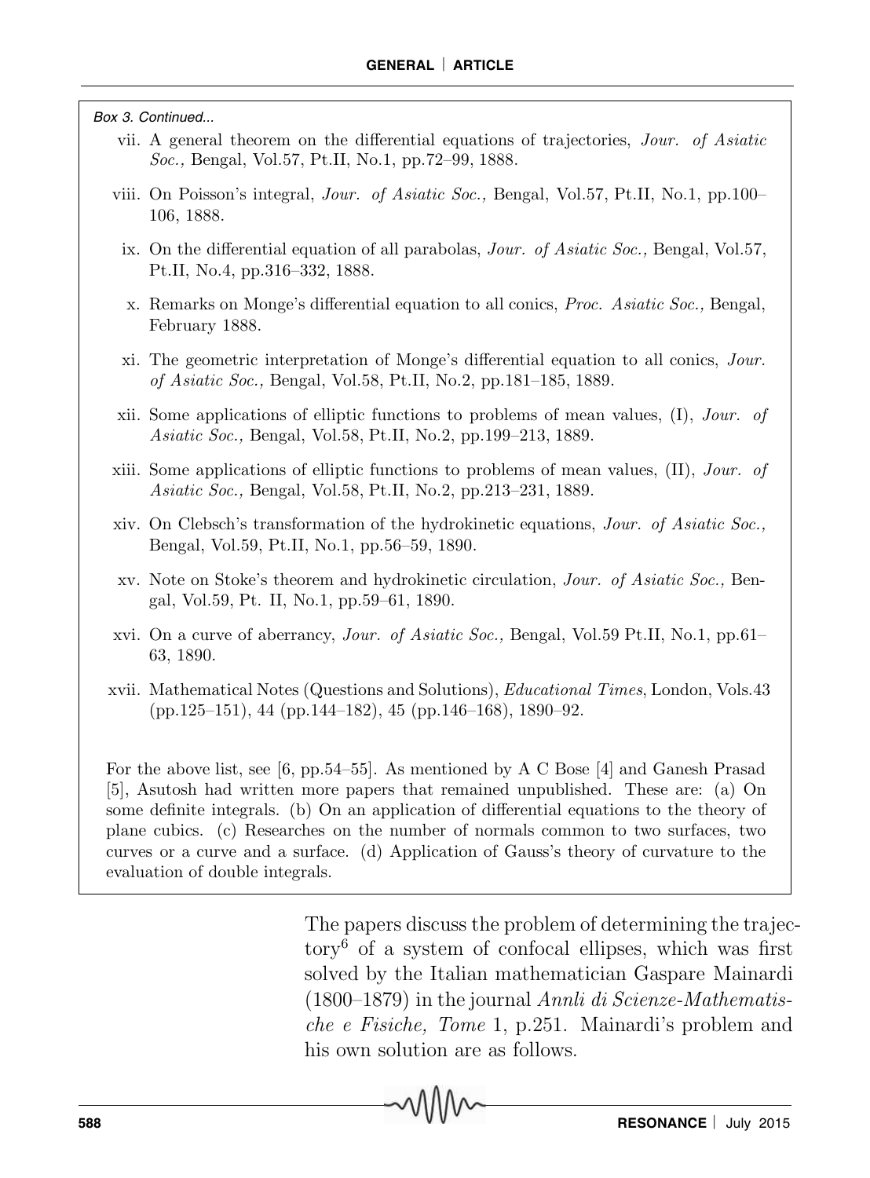*Box 3. Continued...*

vii. A general theorem on the differential equations of trajectories, *Jour. of Asiatic Soc.,* Bengal, Vol.57, Pt.II, No.1, pp.72–99, 1888.

viii. On Poisson's integral, *Jour. of Asiatic Soc.,* Bengal, Vol.57, Pt.II, No.1, pp.100–106, 1888.

ix. On the differential equation of all parabolas, *Jour. of Asiatic Soc.,* Bengal, Vol.57, Pt.II, No.4, pp.316–332, 1888.

x. Remarks on Monge's differential equation to all conics, *Proc. Asiatic Soc.,* Bengal, February 1888.

xi. The geometric interpretation of Monge's differential equation to all conics, *Jour. of Asiatic Soc.,* Bengal, Vol.58, Pt.II, No.2, pp.181–185, 1889.

xii. Some applications of elliptic functions to problems of mean values, (I), *Jour. of Asiatic Soc.,* Bengal, Vol.58, Pt.II, No.2, pp.199–213, 1889.

xiii. Some applications of elliptic functions to problems of mean values, (II), *Jour. of Asiatic Soc.,* Bengal, Vol.58, Pt.II, No.2, pp.213–231, 1889.

xiv. On Clebsch's transformation of the hydrokinetic equations, *Jour. of Asiatic Soc.,* Bengal, Vol.59, Pt.II, No.1, pp.56–59, 1890.

xv. Note on Stoke's theorem and hydrokinetic circulation, *Jour. of Asiatic Soc.,* Bengal, Vol.59, Pt. II, No.1, pp.59–61, 1890.

xvi. On a curve of aberrancy, *Jour. of Asiatic Soc.,* Bengal, Vol.59 Pt.II, No.1, pp.61–63, 1890.

xvii. Mathematical Notes (Questions and Solutions), *Educational Times*, London, Vols.43 (pp.125–151), 44 (pp.144–182), 45 (pp.146–168), 1890–92.

For the above list, see [6, pp.54–55]. As mentioned by A C Bose [4] and Ganesh Prasad [5], Asutosh had written more papers that remained unpublished. These are: (a) On some definite integrals. (b) On an application of differential equations to the theory of plane cubics. (c) Researches on the number of normals common to two surfaces, two curves or a curve and a surface. (d) Application of Gauss's theory of curvature to the evaluation of double integrals.

The papers discuss the problem of determining the trajectory[6] of a system of confocal ellipses, which was first solved by the Italian mathematician Gaspare Mainardi (1800–1879) in the journal *Annli di Scienze-Mathematische e Fisiche, Tome* 1, p.251. Mainardi's problem and his own solution are as follows.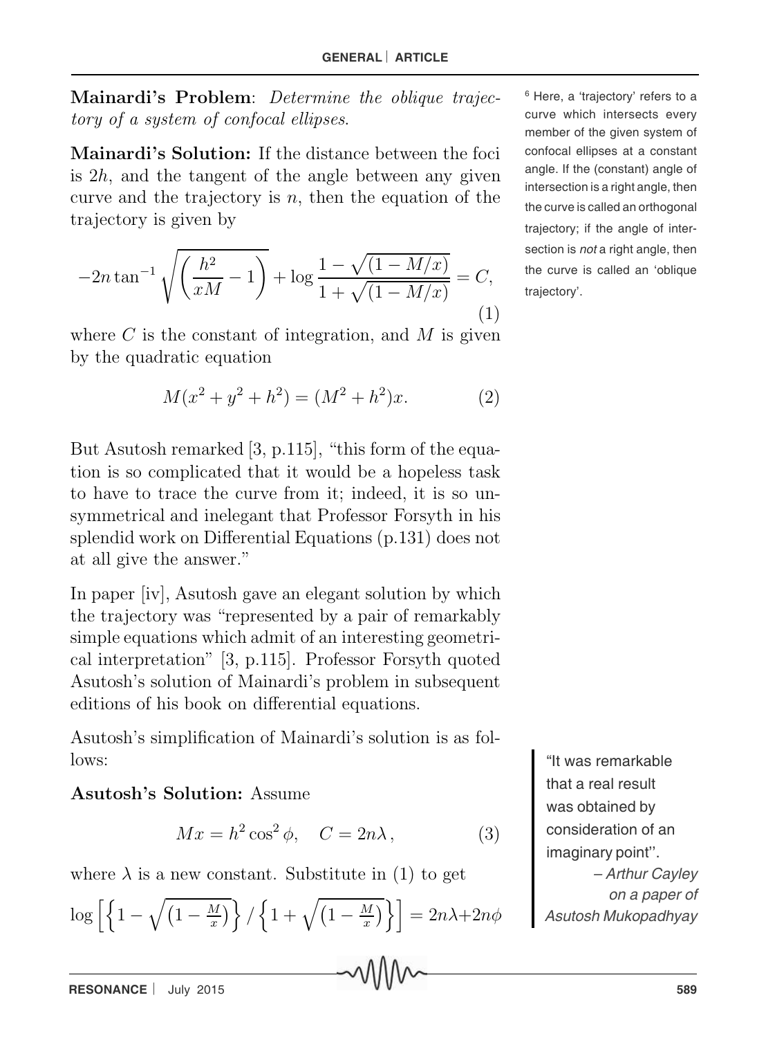**Mainardi's Problem**: *Determine the oblique trajectory of a system of confocal ellipses.*

**Mainardi's Solution:** If the distance between the foci is $2h$, and the tangent of the angle between any given curve and the trajectory is $n$, then the equation of the trajectory is given by

$$-2n \tan^{-1} \sqrt{\left(\frac{h^2}{xM} - 1\right)} + \log \frac{1 - \sqrt{(1 - M/x)}}{1 + \sqrt{(1 - M/x)}} = C, \tag{1}$$

where $C$ is the constant of integration, and $M$ is given by the quadratic equation

$$M(x^2 + y^2 + h^2) = (M^2 + h^2)x. \tag{2}$$

But Asutosh remarked [3, p.115], "this form of the equation is so complicated that it would be a hopeless task to have to trace the curve from it; indeed, it is so unsymmetrical and inelegant that Professor Forsyth in his splendid work on Differential Equations (p.131) does not at all give the answer."

In paper [iv], Asutosh gave an elegant solution by which the trajectory was "represented by a pair of remarkably simple equations which admit of an interesting geometrical interpretation" [3, p.115]. Professor Forsyth quoted Asutosh's solution of Mainardi's problem in subsequent editions of his book on differential equations.

Asutosh's simplification of Mainardi's solution is as follows:

**Asutosh's Solution:** Assume

$$Mx = h^2 \cos^2 \phi, \quad C = 2n\lambda, \tag{3}$$

where $\lambda$ is a new constant. Substitute in (1) to get

$$\log \left[ \left\{ 1 - \sqrt{\left(1 - \frac{M}{x}\right)} \right\} / \left\{ 1 + \sqrt{\left(1 - \frac{M}{x}\right)} \right\} \right] = 2n\lambda + 2n\phi$$

[6] Here, a 'trajectory' refers to a curve which intersects every member of the given system of confocal ellipses at a constant angle. If the (constant) angle of intersection is a right angle, then the curve is called an orthogonal trajectory; if the angle of intersection is *not* a right angle, then the curve is called an 'oblique trajectory'.

"It was remarkable that a real result was obtained by consideration of an imaginary point".
– *Arthur Cayley on a paper of Asutosh Mukopadhyay*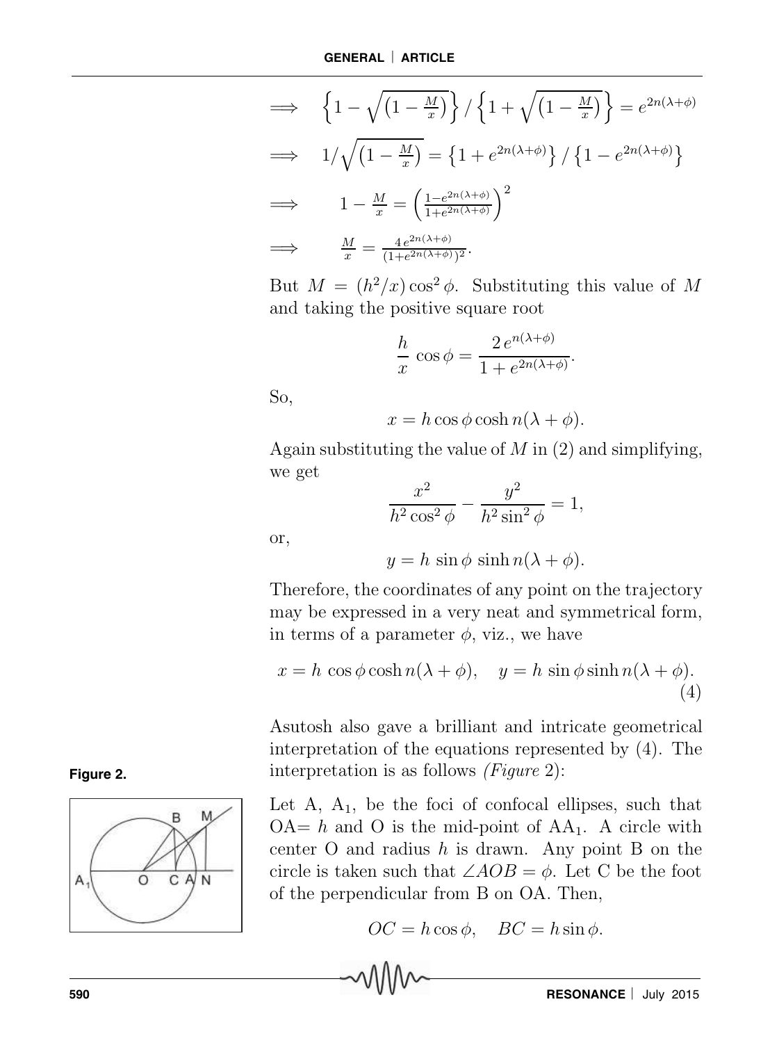$$\implies \left\{1-\sqrt{\left(1-\frac{M}{x}\right)}\right\} / \left\{1+\sqrt{\left(1-\frac{M}{x}\right)}\right\} = e^{2n(\lambda+\phi)}$$

$$\implies 1/\sqrt{\left(1-\frac{M}{x}\right)} = \left\{1+e^{2n(\lambda+\phi)}\right\} / \left\{1-e^{2n(\lambda+\phi)}\right\}$$

$$\implies 1-\frac{M}{x} = \left(\frac{1-e^{2n(\lambda+\phi)}}{1+e^{2n(\lambda+\phi)}}\right)^2$$

$$\implies \frac{M}{x} = \frac{4\,e^{2n(\lambda+\phi)}}{(1+e^{2n(\lambda+\phi)})^2}.$$

But $M = (h^2/x)\cos^2\phi$. Substituting this value of $M$ and taking the positive square root

$$\frac{h}{x}\cos\phi = \frac{2\,e^{n(\lambda+\phi)}}{1+e^{2n(\lambda+\phi)}}.$$

So,

$$x = h\cos\phi\cosh n(\lambda+\phi).$$

Again substituting the value of $M$ in (2) and simplifying, we get

$$\frac{x^2}{h^2\cos^2\phi} - \frac{y^2}{h^2\sin^2\phi} = 1,$$

or,

$$y = h\,\sin\phi\,\sinh n(\lambda+\phi).$$

Therefore, the coordinates of any point on the trajectory may be expressed in a very neat and symmetrical form, in terms of a parameter $\phi$, viz., we have

$$x = h\,\cos\phi\cosh n(\lambda+\phi), \quad y = h\,\sin\phi\sinh n(\lambda+\phi). \tag{4}$$

Asutosh also gave a brilliant and intricate geometrical interpretation of the equations represented by (4). The interpretation is as follows (*Figure* 2):

**Figure 2.**

Let A, $A_1$, be the foci of confocal ellipses, such that OA$= h$ and O is the mid-point of $AA_1$. A circle with center O and radius $h$ is drawn. Any point B on the circle is taken such that $\angle AOB = \phi$. Let C be the foot of the perpendicular from B on OA. Then,

$$OC = h\cos\phi, \quad BC = h\sin\phi.$$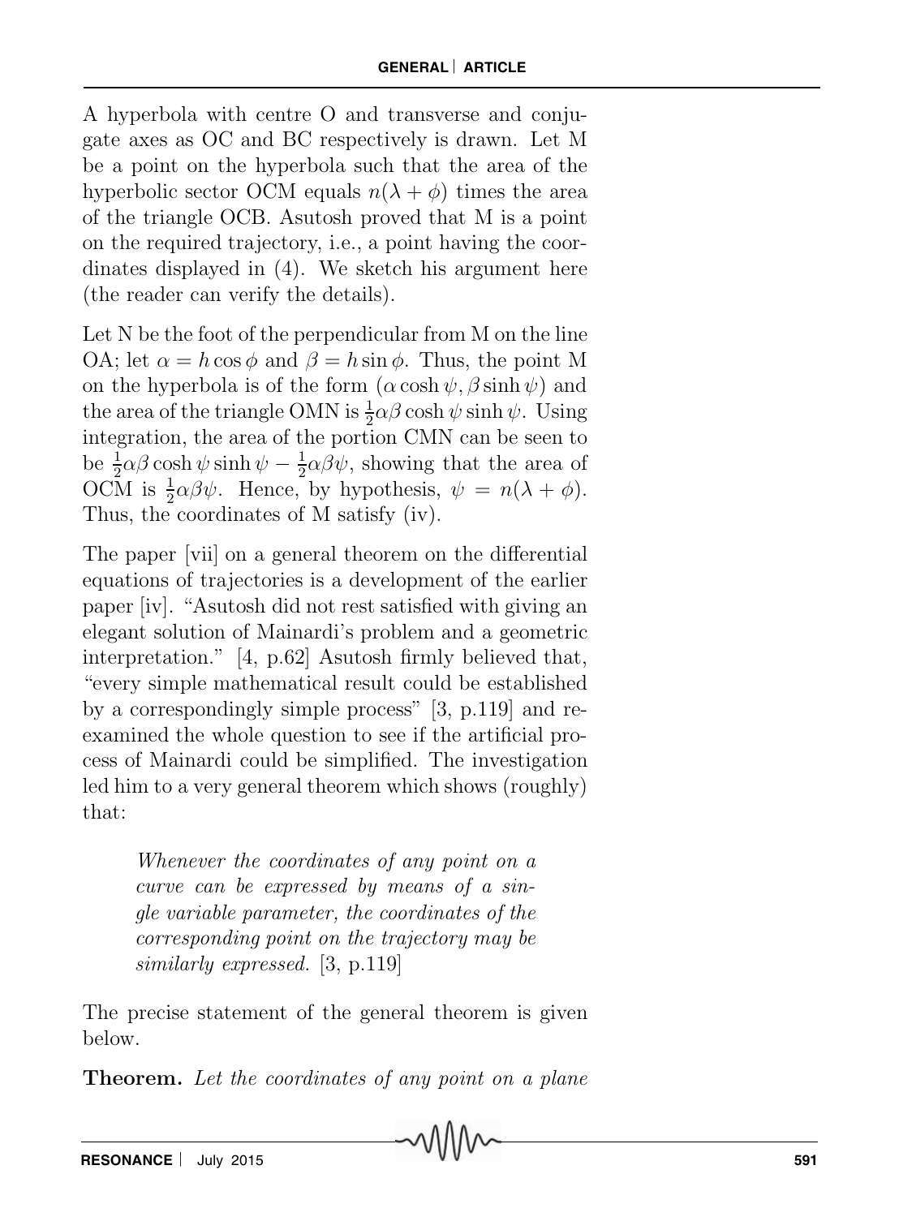A hyperbola with centre O and transverse and conjugate axes as OC and BC respectively is drawn. Let M be a point on the hyperbola such that the area of the hyperbolic sector OCM equals $n(\lambda + \phi)$ times the area of the triangle OCB. Asutosh proved that M is a point on the required trajectory, i.e., a point having the coordinates displayed in (4). We sketch his argument here (the reader can verify the details).

Let N be the foot of the perpendicular from M on the line OA; let $\alpha = h\cos\phi$ and $\beta = h\sin\phi$. Thus, the point M on the hyperbola is of the form $(\alpha\cosh\psi, \beta\sinh\psi)$ and the area of the triangle OMN is $\frac{1}{2}\alpha\beta\cosh\psi\sinh\psi$. Using integration, the area of the portion CMN can be seen to be $\frac{1}{2}\alpha\beta\cosh\psi\sinh\psi - \frac{1}{2}\alpha\beta\psi$, showing that the area of OCM is $\frac{1}{2}\alpha\beta\psi$. Hence, by hypothesis, $\psi = n(\lambda + \phi)$. Thus, the coordinates of M satisfy (iv).

The paper [vii] on a general theorem on the differential equations of trajectories is a development of the earlier paper [iv]. "Asutosh did not rest satisfied with giving an elegant solution of Mainardi's problem and a geometric interpretation." [4, p.62] Asutosh firmly believed that, "every simple mathematical result could be established by a correspondingly simple process" [3, p.119] and re-examined the whole question to see if the artificial process of Mainardi could be simplified. The investigation led him to a very general theorem which shows (roughly) that:

> *Whenever the coordinates of any point on a curve can be expressed by means of a single variable parameter, the coordinates of the corresponding point on the trajectory may be similarly expressed.* [3, p.119]

The precise statement of the general theorem is given below.

**Theorem.** *Let the coordinates of any point on a plane*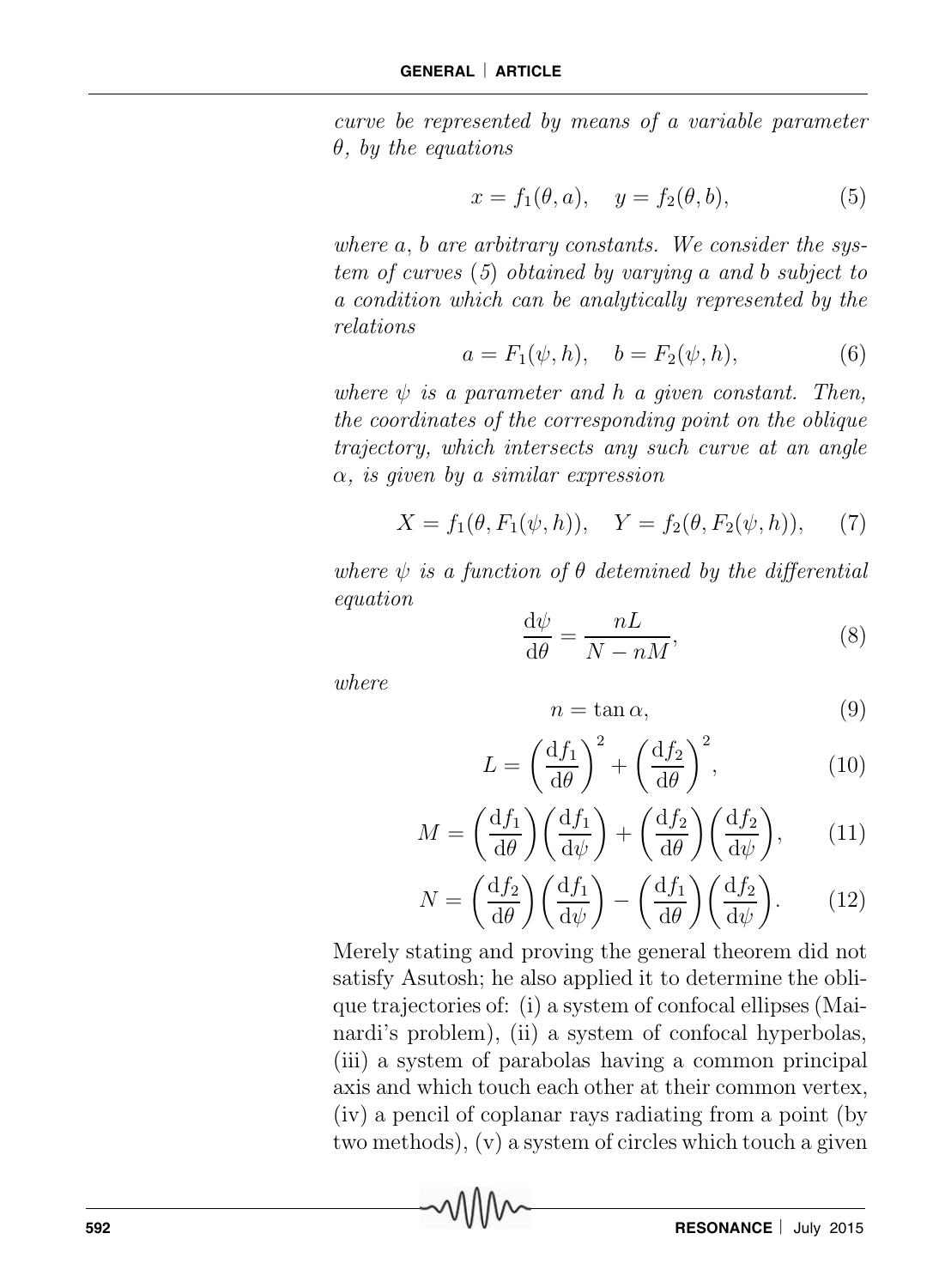*curve be represented by means of a variable parameter $\theta$, by the equations*

$$x = f_1(\theta, a), \quad y = f_2(\theta, b), \tag{5}$$

*where $a$, $b$ are arbitrary constants. We consider the system of curves (5) obtained by varying $a$ and $b$ subject to a condition which can be analytically represented by the relations*

$$a = F_1(\psi, h), \quad b = F_2(\psi, h), \tag{6}$$

*where $\psi$ is a parameter and $h$ a given constant. Then, the coordinates of the corresponding point on the oblique trajectory, which intersects any such curve at an angle $\alpha$, is given by a similar expression*

$$X = f_1(\theta, F_1(\psi, h)), \quad Y = f_2(\theta, F_2(\psi, h)), \tag{7}$$

*where $\psi$ is a function of $\theta$ detemined by the differential equation*

$$\frac{\mathrm{d}\psi}{\mathrm{d}\theta} = \frac{nL}{N - nM}, \tag{8}$$

*where*

$$n = \tan \alpha, \tag{9}$$

$$L = \left(\frac{\mathrm{d}f_1}{\mathrm{d}\theta}\right)^2 + \left(\frac{\mathrm{d}f_2}{\mathrm{d}\theta}\right)^2, \tag{10}$$

$$M = \left(\frac{\mathrm{d}f_1}{\mathrm{d}\theta}\right)\left(\frac{\mathrm{d}f_1}{\mathrm{d}\psi}\right) + \left(\frac{\mathrm{d}f_2}{\mathrm{d}\theta}\right)\left(\frac{\mathrm{d}f_2}{\mathrm{d}\psi}\right), \tag{11}$$

$$N = \left(\frac{\mathrm{d}f_2}{\mathrm{d}\theta}\right)\left(\frac{\mathrm{d}f_1}{\mathrm{d}\psi}\right) - \left(\frac{\mathrm{d}f_1}{\mathrm{d}\theta}\right)\left(\frac{\mathrm{d}f_2}{\mathrm{d}\psi}\right). \tag{12}$$

Merely stating and proving the general theorem did not satisfy Asutosh; he also applied it to determine the oblique trajectories of: (i) a system of confocal ellipses (Mainardi's problem), (ii) a system of confocal hyperbolas, (iii) a system of parabolas having a common principal axis and which touch each other at their common vertex, (iv) a pencil of coplanar rays radiating from a point (by two methods), (v) a system of circles which touch a given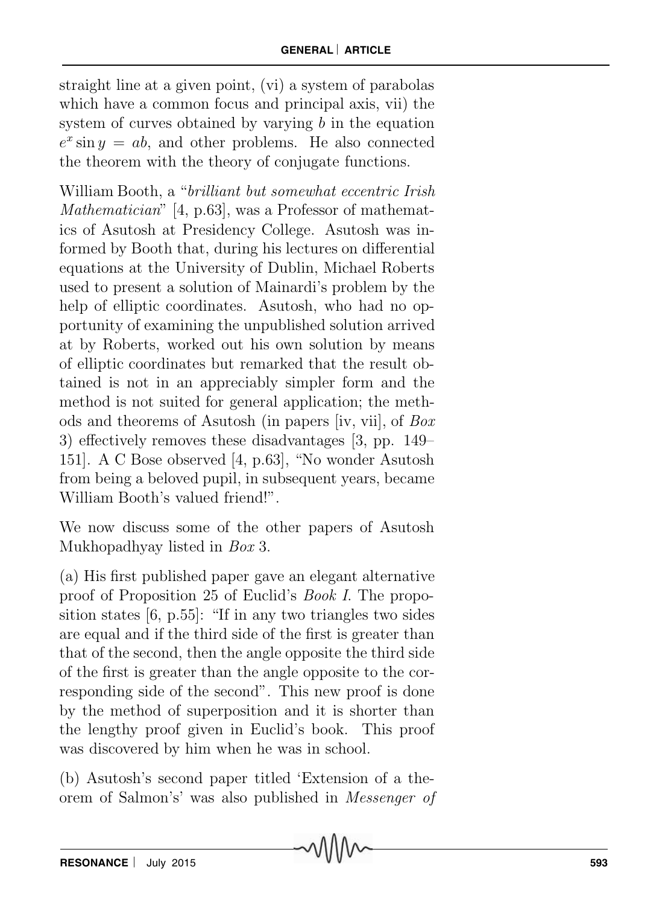straight line at a given point, (vi) a system of parabolas which have a common focus and principal axis, vii) the system of curves obtained by varying $b$ in the equation $e^x \sin y = ab$, and other problems. He also connected the theorem with the theory of conjugate functions.

William Booth, a "*brilliant but somewhat eccentric Irish Mathematician*" [4, p.63], was a Professor of mathematics of Asutosh at Presidency College. Asutosh was informed by Booth that, during his lectures on differential equations at the University of Dublin, Michael Roberts used to present a solution of Mainardi's problem by the help of elliptic coordinates. Asutosh, who had no opportunity of examining the unpublished solution arrived at by Roberts, worked out his own solution by means of elliptic coordinates but remarked that the result obtained is not in an appreciably simpler form and the method is not suited for general application; the methods and theorems of Asutosh (in papers [iv, vii], of *Box* 3) effectively removes these disadvantages [3, pp. 149–151]. A C Bose observed [4, p.63], "No wonder Asutosh from being a beloved pupil, in subsequent years, became William Booth's valued friend!".

We now discuss some of the other papers of Asutosh Mukhopadhyay listed in *Box* 3.

(a) His first published paper gave an elegant alternative proof of Proposition 25 of Euclid's *Book I*. The proposition states [6, p.55]: "If in any two triangles two sides are equal and if the third side of the first is greater than that of the second, then the angle opposite the third side of the first is greater than the angle opposite to the corresponding side of the second". This new proof is done by the method of superposition and it is shorter than the lengthy proof given in Euclid's book. This proof was discovered by him when he was in school.

(b) Asutosh's second paper titled 'Extension of a theorem of Salmon's' was also published in *Messenger of*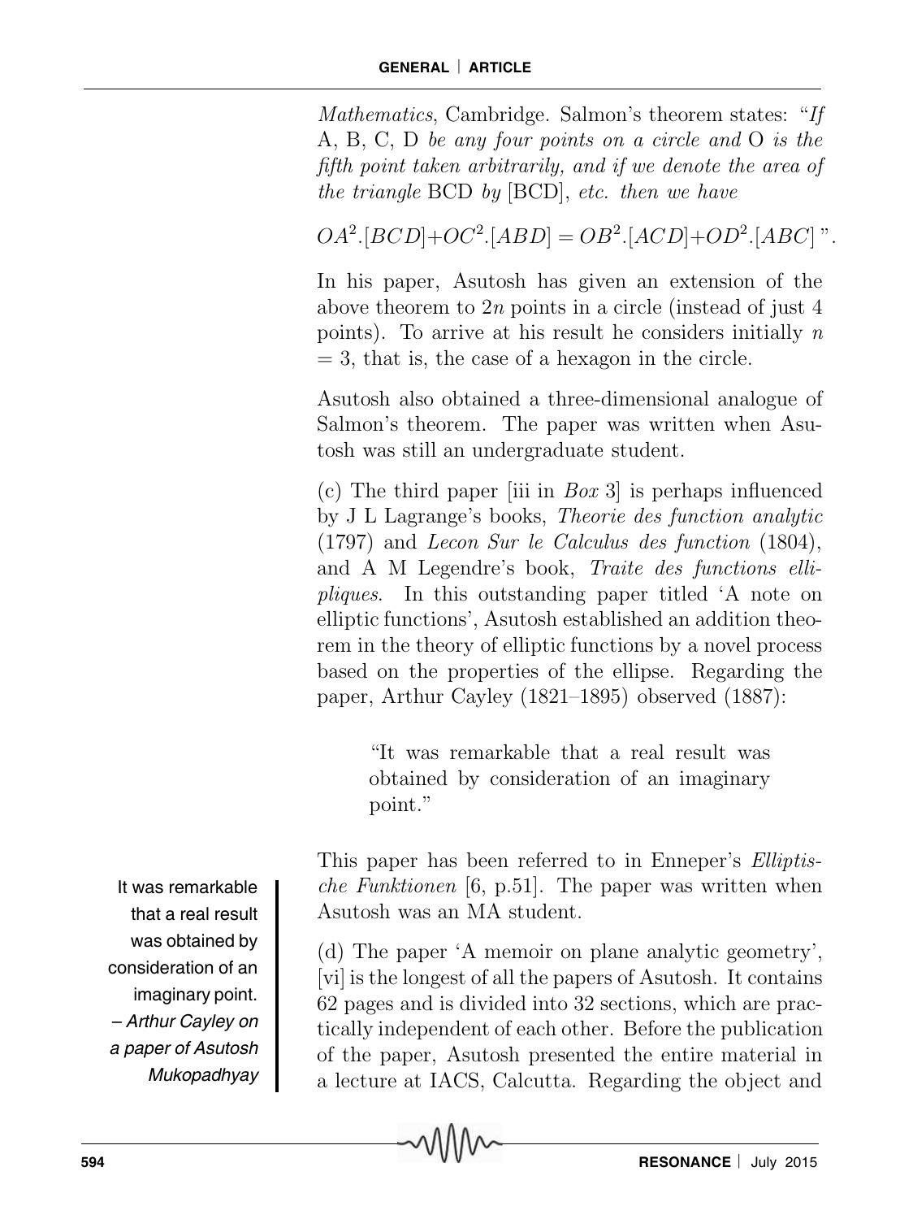*Mathematics*, Cambridge. Salmon's theorem states: "*If* A, B, C, D *be any four points on a circle and* O *is the fifth point taken arbitrarily, and if we denote the area of the triangle* BCD *by* [BCD], *etc. then we have*

$$OA^2.[BCD]+OC^2.[ABD] = OB^2.[ACD]+OD^2.[ABC]\text{ ''}.$$

In his paper, Asutosh has given an extension of the above theorem to $2n$ points in a circle (instead of just 4 points). To arrive at his result he considers initially $n = 3$, that is, the case of a hexagon in the circle.

Asutosh also obtained a three-dimensional analogue of Salmon's theorem. The paper was written when Asutosh was still an undergraduate student.

(c) The third paper [iii in *Box* 3] is perhaps influenced by J L Lagrange's books, *Theorie des function analytic* (1797) and *Lecon Sur le Calculus des function* (1804), and A M Legendre's book, *Traite des functions elliptiques*. In this outstanding paper titled 'A note on elliptic functions', Asutosh established an addition theorem in the theory of elliptic functions by a novel process based on the properties of the ellipse. Regarding the paper, Arthur Cayley (1821–1895) observed (1887):

> "It was remarkable that a real result was obtained by consideration of an imaginary point."

This paper has been referred to in Enneper's *Elliptische Funktionen* [6, p.51]. The paper was written when Asutosh was an MA student.

It was remarkable that a real result was obtained by consideration of an imaginary point.
– *Arthur Cayley on a paper of Asutosh Mukopadhyay*

(d) The paper 'A memoir on plane analytic geometry', [vi] is the longest of all the papers of Asutosh. It contains 62 pages and is divided into 32 sections, which are practically independent of each other. Before the publication of the paper, Asutosh presented the entire material in a lecture at IACS, Calcutta. Regarding the object and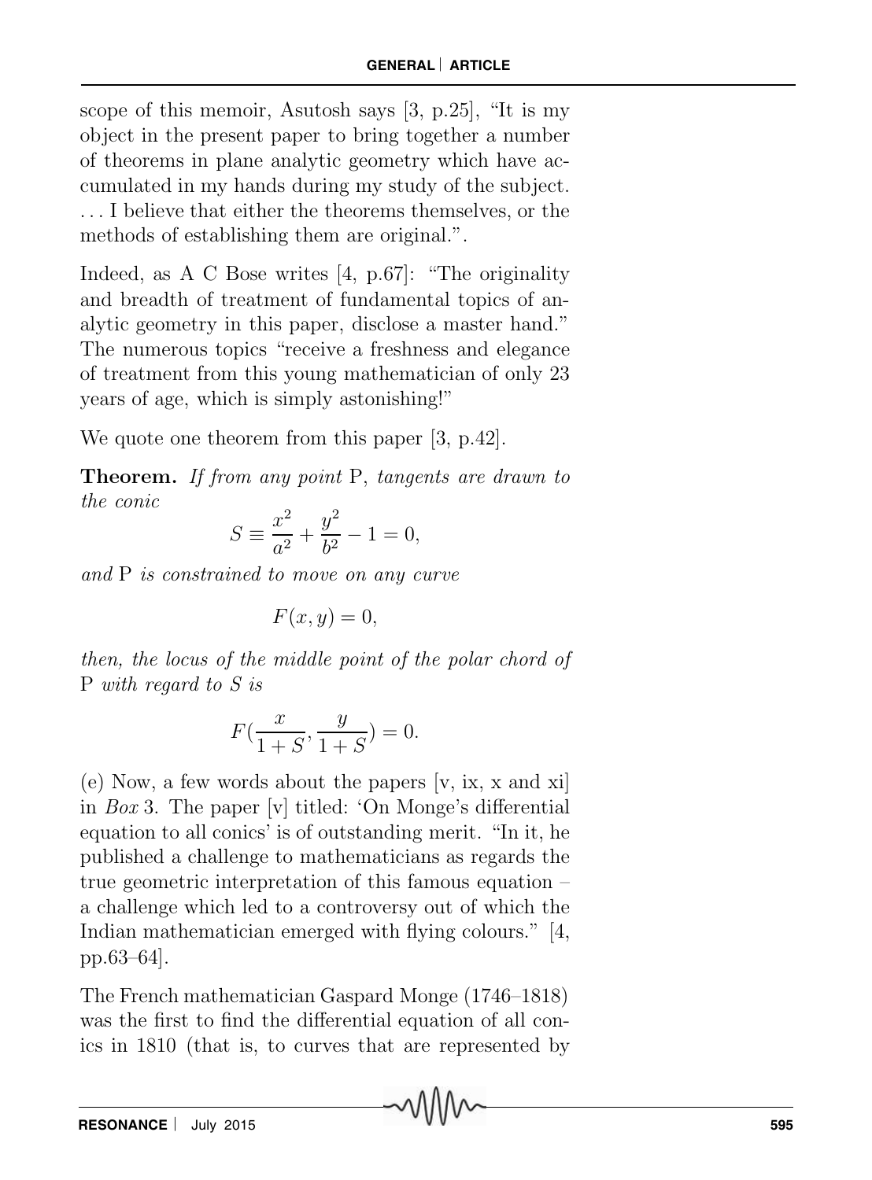scope of this memoir, Asutosh says [3, p.25], "It is my object in the present paper to bring together a number of theorems in plane analytic geometry which have accumulated in my hands during my study of the subject. . . . I believe that either the theorems themselves, or the methods of establishing them are original.".

Indeed, as A C Bose writes [4, p.67]: "The originality and breadth of treatment of fundamental topics of analytic geometry in this paper, disclose a master hand." The numerous topics "receive a freshness and elegance of treatment from this young mathematician of only 23 years of age, which is simply astonishing!"

We quote one theorem from this paper [3, p.42].

**Theorem.** *If from any point* P, *tangents are drawn to the conic*

$$S \equiv \frac{x^2}{a^2} + \frac{y^2}{b^2} - 1 = 0,$$

*and* P *is constrained to move on any curve*

$$F(x, y) = 0,$$

*then, the locus of the middle point of the polar chord of* P *with regard to* $S$ *is*

$$F(\frac{x}{1+S}, \frac{y}{1+S}) = 0.$$

(e) Now, a few words about the papers [v, ix, x and xi] in *Box* 3. The paper [v] titled: 'On Monge's differential equation to all conics' is of outstanding merit. "In it, he published a challenge to mathematicians as regards the true geometric interpretation of this famous equation – a challenge which led to a controversy out of which the Indian mathematician emerged with flying colours." [4, pp.63–64].

The French mathematician Gaspard Monge (1746–1818) was the first to find the differential equation of all conics in 1810 (that is, to curves that are represented by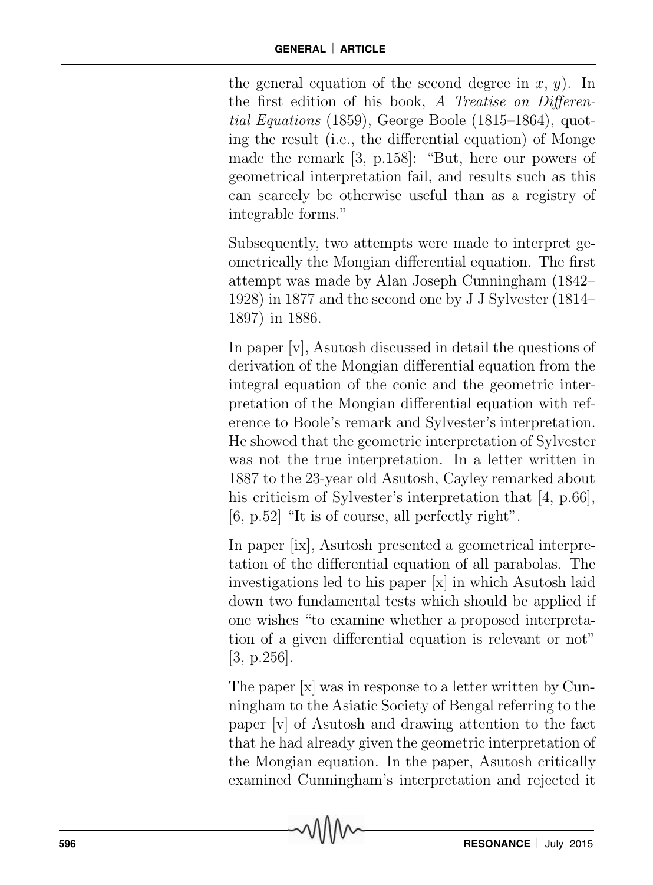the general equation of the second degree in $x$, $y$). In the first edition of his book, *A Treatise on Differential Equations* (1859), George Boole (1815–1864), quoting the result (i.e., the differential equation) of Monge made the remark [3, p.158]: "But, here our powers of geometrical interpretation fail, and results such as this can scarcely be otherwise useful than as a registry of integrable forms."

Subsequently, two attempts were made to interpret geometrically the Mongian differential equation. The first attempt was made by Alan Joseph Cunningham (1842–1928) in 1877 and the second one by J J Sylvester (1814–1897) in 1886.

In paper [v], Asutosh discussed in detail the questions of derivation of the Mongian differential equation from the integral equation of the conic and the geometric interpretation of the Mongian differential equation with reference to Boole's remark and Sylvester's interpretation. He showed that the geometric interpretation of Sylvester was not the true interpretation. In a letter written in 1887 to the 23-year old Asutosh, Cayley remarked about his criticism of Sylvester's interpretation that [4, p.66], [6, p.52] "It is of course, all perfectly right".

In paper [ix], Asutosh presented a geometrical interpretation of the differential equation of all parabolas. The investigations led to his paper [x] in which Asutosh laid down two fundamental tests which should be applied if one wishes "to examine whether a proposed interpretation of a given differential equation is relevant or not" [3, p.256].

The paper [x] was in response to a letter written by Cunningham to the Asiatic Society of Bengal referring to the paper [v] of Asutosh and drawing attention to the fact that he had already given the geometric interpretation of the Mongian equation. In the paper, Asutosh critically examined Cunningham's interpretation and rejected it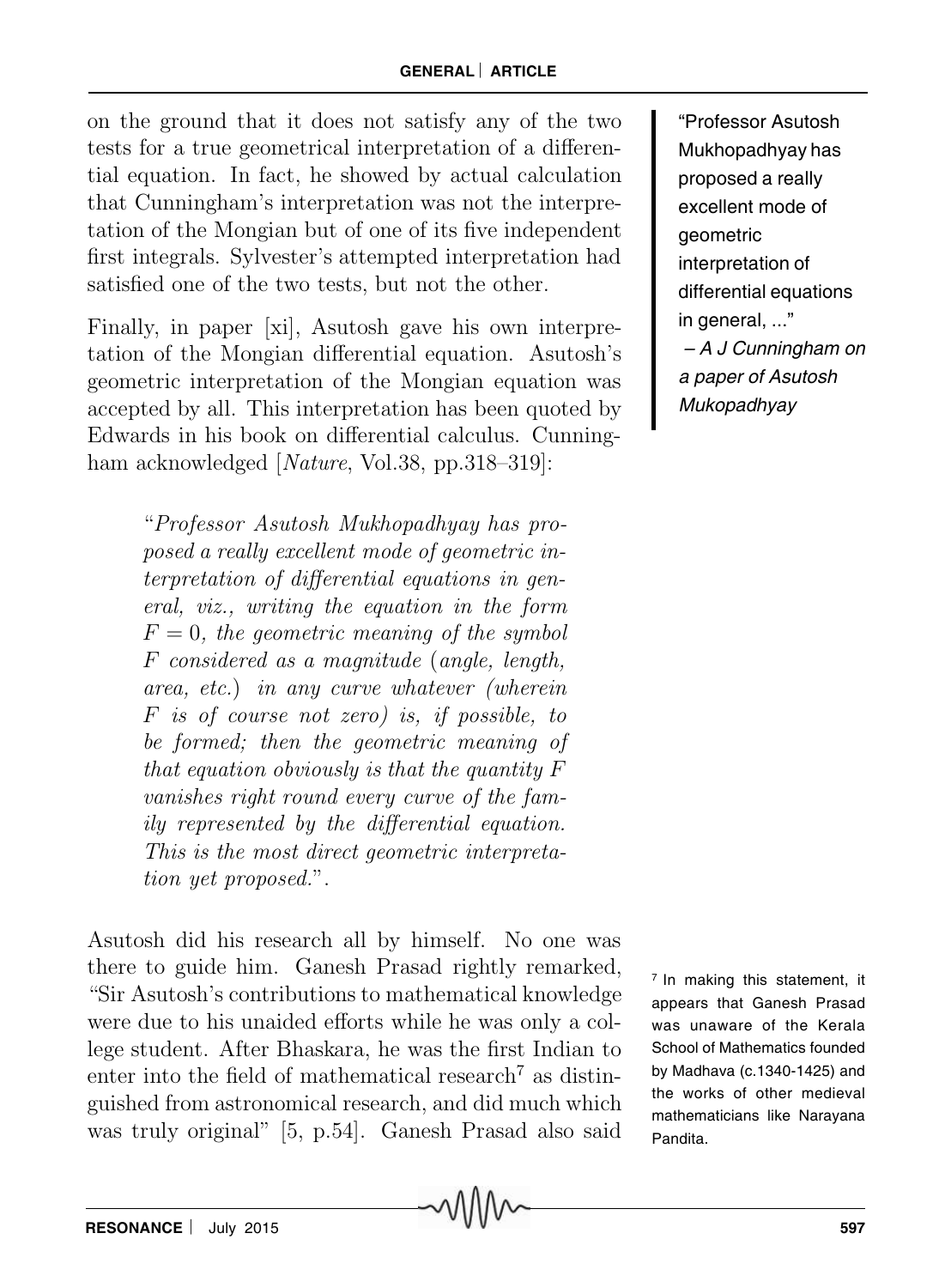on the ground that it does not satisfy any of the two tests for a true geometrical interpretation of a differential equation. In fact, he showed by actual calculation that Cunningham's interpretation was not the interpretation of the Mongian but of one of its five independent first integrals. Sylvester's attempted interpretation had satisfied one of the two tests, but not the other.

> "Professor Asutosh Mukhopadhyay has proposed a really excellent mode of geometric interpretation of differential equations in general, ..."
> – *A J Cunningham on a paper of Asutosh Mukopadhyay*

Finally, in paper [xi], Asutosh gave his own interpretation of the Mongian differential equation. Asutosh's geometric interpretation of the Mongian equation was accepted by all. This interpretation has been quoted by Edwards in his book on differential calculus. Cunningham acknowledged [*Nature*, Vol.38, pp.318–319]:

> "*Professor Asutosh Mukhopadhyay has proposed a really excellent mode of geometric interpretation of differential equations in general, viz., writing the equation in the form $F = 0$, the geometric meaning of the symbol $F$ considered as a magnitude (angle, length, area, etc.) in any curve whatever (wherein $F$ is of course not zero) is, if possible, to be formed; then the geometric meaning of that equation obviously is that the quantity $F$ vanishes right round every curve of the family represented by the differential equation. This is the most direct geometric interpretation yet proposed.*".

Asutosh did his research all by himself. No one was there to guide him. Ganesh Prasad rightly remarked, "Sir Asutosh's contributions to mathematical knowledge were due to his unaided efforts while he was only a college student. After Bhaskara, he was the first Indian to enter into the field of mathematical research[7] as distinguished from astronomical research, and did much which was truly original" [5, p.54]. Ganesh Prasad also said

[7] In making this statement, it appears that Ganesh Prasad was unaware of the Kerala School of Mathematics founded by Madhava (c.1340-1425) and the works of other medieval mathematicians like Narayana Pandita.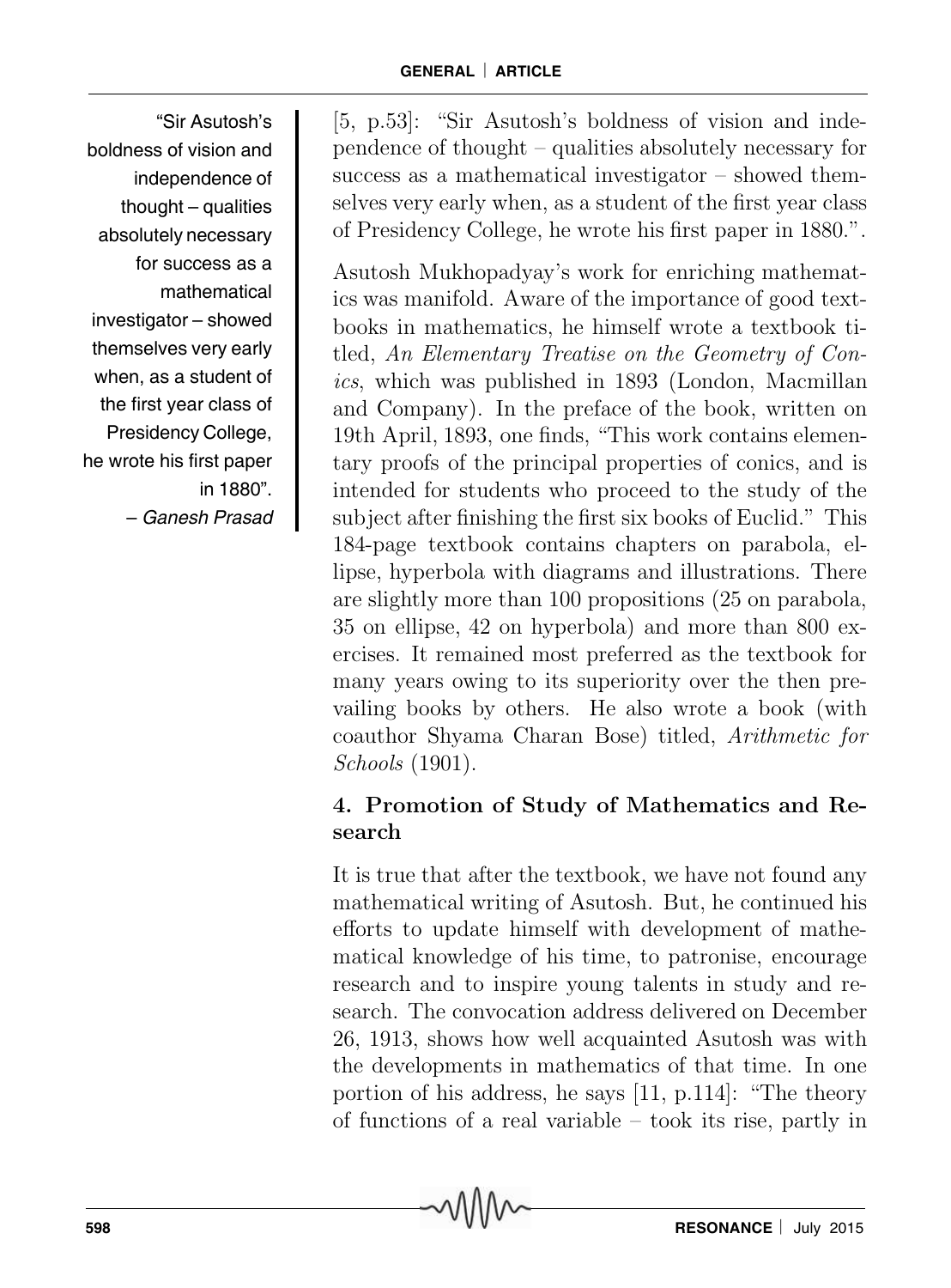> "Sir Asutosh's boldness of vision and independence of thought – qualities absolutely necessary for success as a mathematical investigator – showed themselves very early when, as a student of the first year class of Presidency College, he wrote his first paper in 1880".
> – *Ganesh Prasad*

[5, p.53]: "Sir Asutosh's boldness of vision and independence of thought – qualities absolutely necessary for success as a mathematical investigator – showed themselves very early when, as a student of the first year class of Presidency College, he wrote his first paper in 1880.".

Asutosh Mukhopadyay's work for enriching mathematics was manifold. Aware of the importance of good textbooks in mathematics, he himself wrote a textbook titled, *An Elementary Treatise on the Geometry of Conics*, which was published in 1893 (London, Macmillan and Company). In the preface of the book, written on 19th April, 1893, one finds, "This work contains elementary proofs of the principal properties of conics, and is intended for students who proceed to the study of the subject after finishing the first six books of Euclid." This 184-page textbook contains chapters on parabola, ellipse, hyperbola with diagrams and illustrations. There are slightly more than 100 propositions (25 on parabola, 35 on ellipse, 42 on hyperbola) and more than 800 exercises. It remained most preferred as the textbook for many years owing to its superiority over the then prevailing books by others. He also wrote a book (with coauthor Shyama Charan Bose) titled, *Arithmetic for Schools* (1901).

## 4. Promotion of Study of Mathematics and Research

It is true that after the textbook, we have not found any mathematical writing of Asutosh. But, he continued his efforts to update himself with development of mathematical knowledge of his time, to patronise, encourage research and to inspire young talents in study and research. The convocation address delivered on December 26, 1913, shows how well acquainted Asutosh was with the developments in mathematics of that time. In one portion of his address, he says [11, p.114]: "The theory of functions of a real variable – took its rise, partly in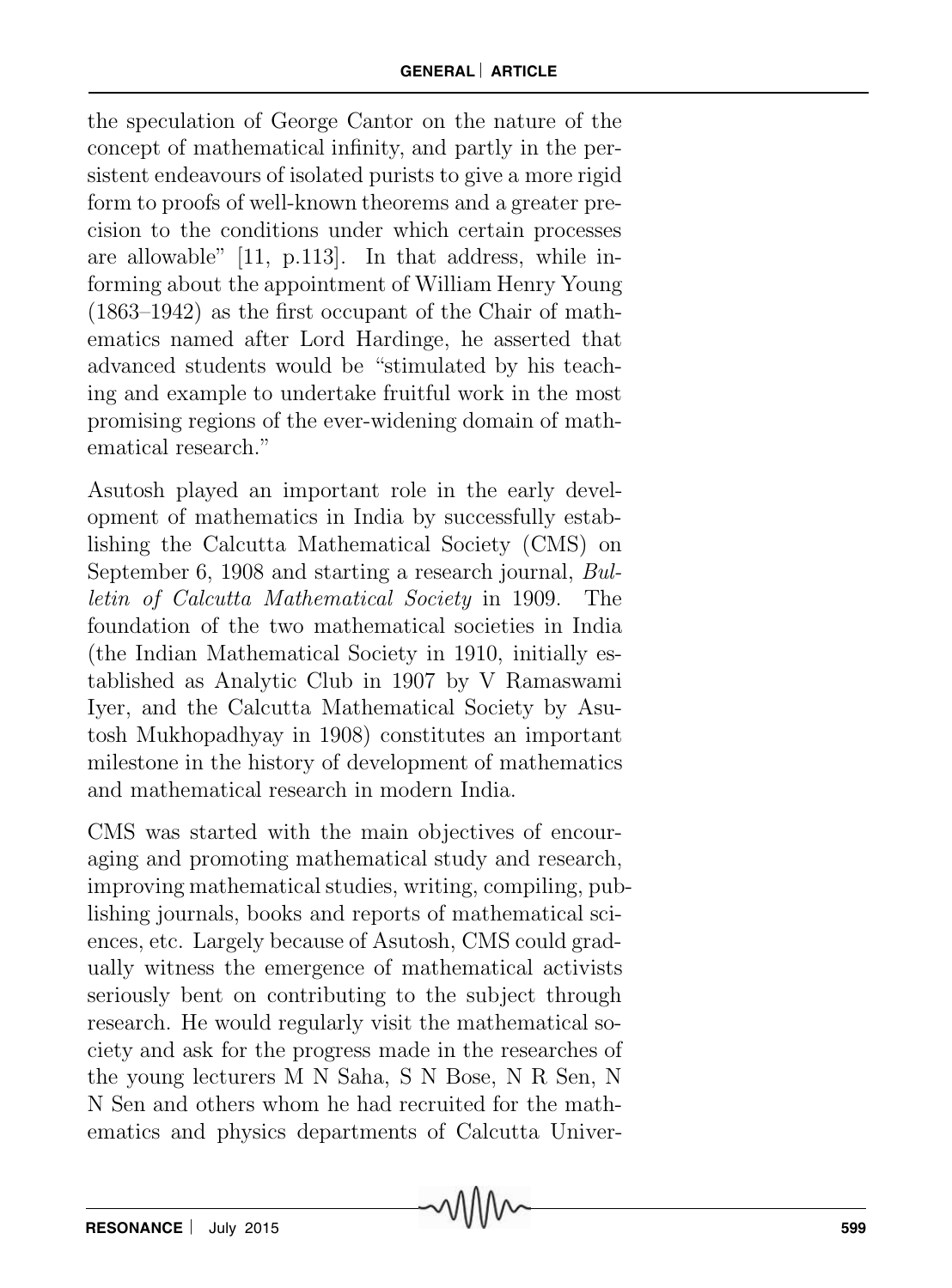the speculation of George Cantor on the nature of the concept of mathematical infinity, and partly in the persistent endeavours of isolated purists to give a more rigid form to proofs of well-known theorems and a greater precision to the conditions under which certain processes are allowable" [11, p.113]. In that address, while informing about the appointment of William Henry Young (1863–1942) as the first occupant of the Chair of mathematics named after Lord Hardinge, he asserted that advanced students would be "stimulated by his teaching and example to undertake fruitful work in the most promising regions of the ever-widening domain of mathematical research."

Asutosh played an important role in the early development of mathematics in India by successfully establishing the Calcutta Mathematical Society (CMS) on September 6, 1908 and starting a research journal, *Bulletin of Calcutta Mathematical Society* in 1909. The foundation of the two mathematical societies in India (the Indian Mathematical Society in 1910, initially established as Analytic Club in 1907 by V Ramaswami Iyer, and the Calcutta Mathematical Society by Asutosh Mukhopadhyay in 1908) constitutes an important milestone in the history of development of mathematics and mathematical research in modern India.

CMS was started with the main objectives of encouraging and promoting mathematical study and research, improving mathematical studies, writing, compiling, publishing journals, books and reports of mathematical sciences, etc. Largely because of Asutosh, CMS could gradually witness the emergence of mathematical activists seriously bent on contributing to the subject through research. He would regularly visit the mathematical society and ask for the progress made in the researches of the young lecturers M N Saha, S N Bose, N R Sen, N N Sen and others whom he had recruited for the mathematics and physics departments of Calcutta Univer-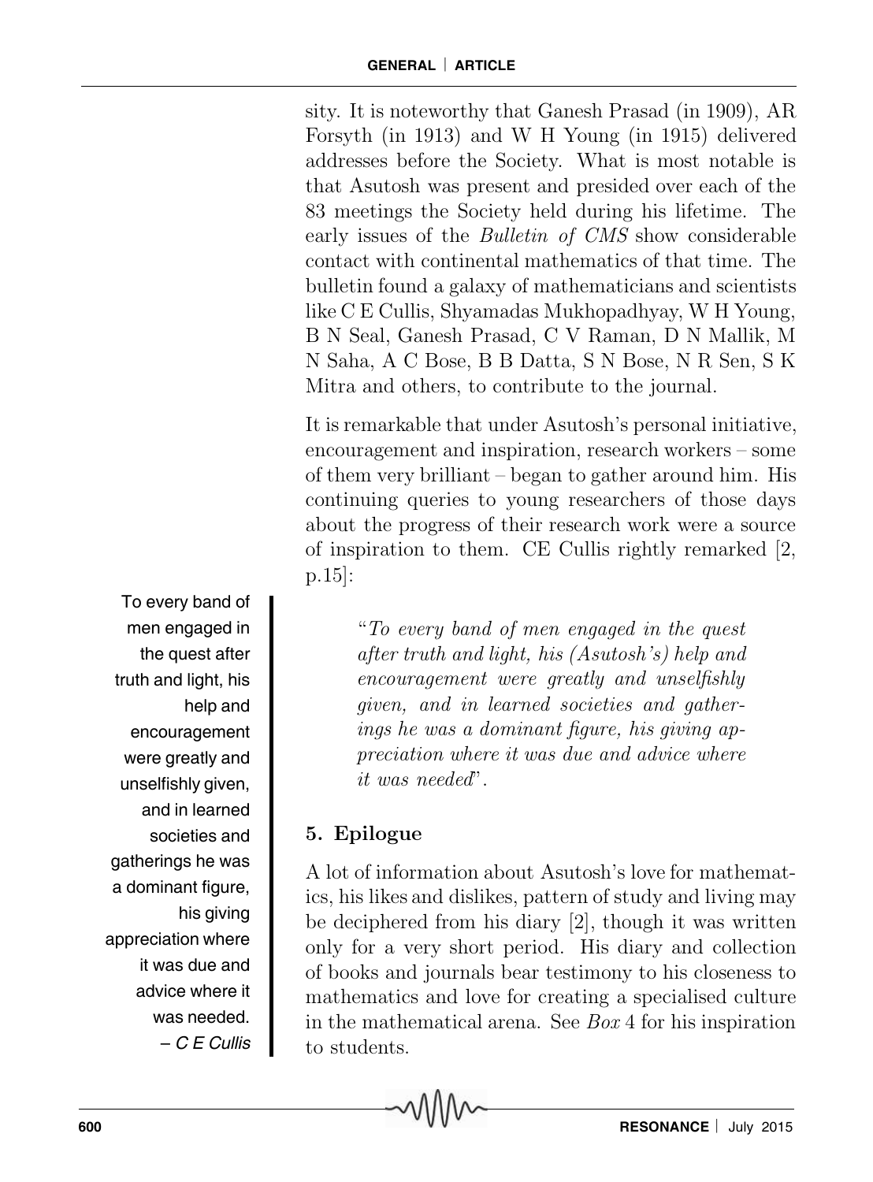sity. It is noteworthy that Ganesh Prasad (in 1909), AR Forsyth (in 1913) and W H Young (in 1915) delivered addresses before the Society. What is most notable is that Asutosh was present and presided over each of the 83 meetings the Society held during his lifetime. The early issues of the *Bulletin of CMS* show considerable contact with continental mathematics of that time. The bulletin found a galaxy of mathematicians and scientists like C E Cullis, Shyamadas Mukhopadhyay, W H Young, B N Seal, Ganesh Prasad, C V Raman, D N Mallik, M N Saha, A C Bose, B B Datta, S N Bose, N R Sen, S K Mitra and others, to contribute to the journal.

It is remarkable that under Asutosh's personal initiative, encouragement and inspiration, research workers – some of them very brilliant – began to gather around him. His continuing queries to young researchers of those days about the progress of their research work were a source of inspiration to them. CE Cullis rightly remarked [2, p.15]:

> "*To every band of men engaged in the quest after truth and light, his (Asutosh's) help and encouragement were greatly and unselfishly given, and in learned societies and gatherings he was a dominant figure, his giving appreciation where it was due and advice where it was needed*".

To every band of men engaged in the quest after truth and light, his help and encouragement were greatly and unselfishly given, and in learned societies and gatherings he was a dominant figure, his giving appreciation where it was due and advice where it was needed.
– *C E Cullis*

## 5. Epilogue

A lot of information about Asutosh's love for mathematics, his likes and dislikes, pattern of study and living may be deciphered from his diary [2], though it was written only for a very short period. His diary and collection of books and journals bear testimony to his closeness to mathematics and love for creating a specialised culture in the mathematical arena. See *Box* 4 for his inspiration to students.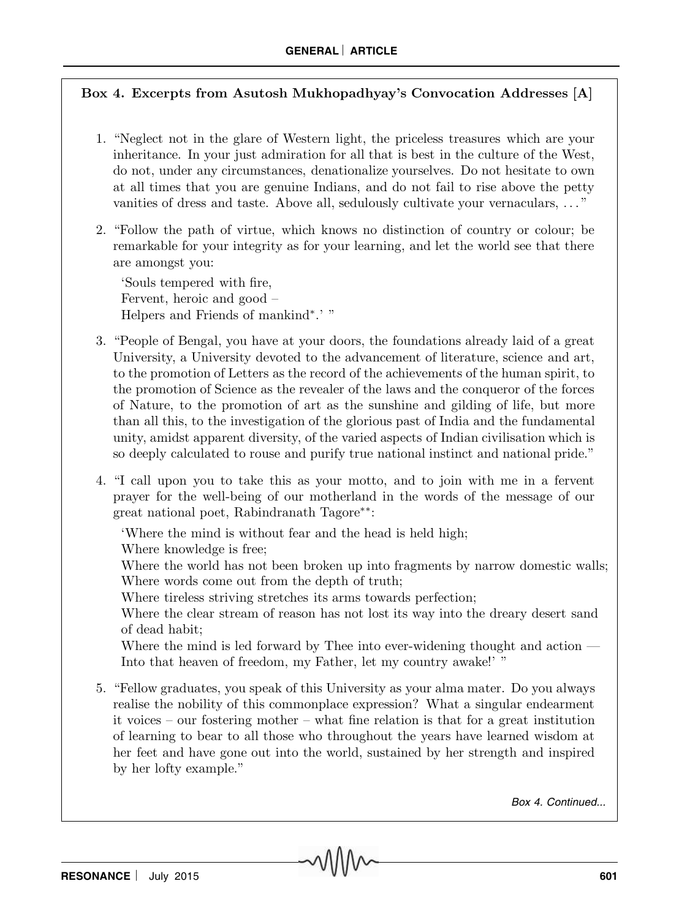**Box 4. Excerpts from Asutosh Mukhopadhyay's Convocation Addresses [A]**

1. "Neglect not in the glare of Western light, the priceless treasures which are your inheritance. In your just admiration for all that is best in the culture of the West, do not, under any circumstances, denationalize yourselves. Do not hesitate to own at all times that you are genuine Indians, and do not fail to rise above the petty vanities of dress and taste. Above all, sedulously cultivate your vernaculars, ..."

2. "Follow the path of virtue, which knows no distinction of country or colour; be remarkable for your integrity as for your learning, and let the world see that there are amongst you:

   'Souls tempered with fire,
   Fervent, heroic and good –
   Helpers and Friends of mankind*.' "

3. "People of Bengal, you have at your doors, the foundations already laid of a great University, a University devoted to the advancement of literature, science and art, to the promotion of Letters as the record of the achievements of the human spirit, to the promotion of Science as the revealer of the laws and the conqueror of the forces of Nature, to the promotion of art as the sunshine and gilding of life, but more than all this, to the investigation of the glorious past of India and the fundamental unity, amidst apparent diversity, of the varied aspects of Indian civilisation which is so deeply calculated to rouse and purify true national instinct and national pride."

4. "I call upon you to take this as your motto, and to join with me in a fervent prayer for the well-being of our motherland in the words of the message of our great national poet, Rabindranath Tagore**:

   'Where the mind is without fear and the head is held high;
   Where knowledge is free;
   Where the world has not been broken up into fragments by narrow domestic walls;
   Where words come out from the depth of truth;
   Where tireless striving stretches its arms towards perfection;
   Where the clear stream of reason has not lost its way into the dreary desert sand of dead habit;
   Where the mind is led forward by Thee into ever-widening thought and action —
   Into that heaven of freedom, my Father, let my country awake!' "

5. "Fellow graduates, you speak of this University as your alma mater. Do you always realise the nobility of this commonplace expression? What a singular endearment it voices – our fostering mother – what fine relation is that for a great institution of learning to bear to all those who throughout the years have learned wisdom at her feet and have gone out into the world, sustained by her strength and inspired by her lofty example."

*Box 4. Continued...*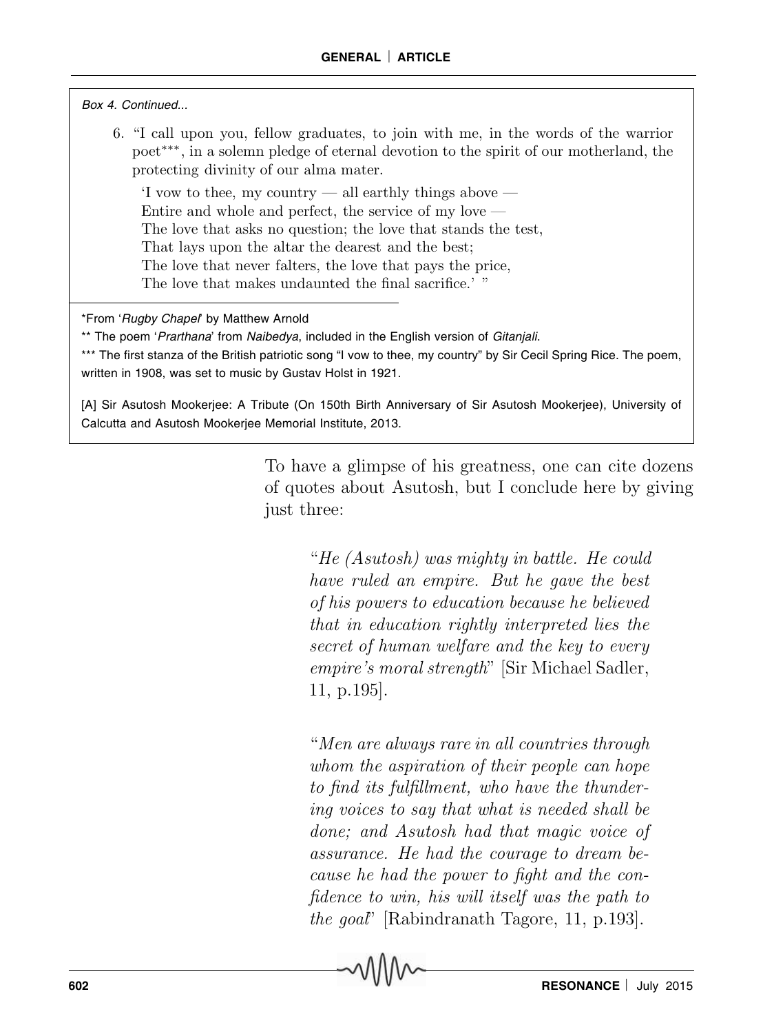*Box 4. Continued...*

6. "I call upon you, fellow graduates, to join with me, in the words of the warrior poet***, in a solemn pledge of eternal devotion to the spirit of our motherland, the protecting divinity of our alma mater.

   'I vow to thee, my country — all earthly things above —
   Entire and whole and perfect, the service of my love —
   The love that asks no question; the love that stands the test,
   That lays upon the altar the dearest and the best;
   The love that never falters, the love that pays the price,
   The love that makes undaunted the final sacrifice.' "

*From '*Rugby Chapel*' by Matthew Arnold

** The poem '*Prarthana*' from *Naibedya*, included in the English version of *Gitanjali*.

*** The first stanza of the British patriotic song "I vow to thee, my country" by Sir Cecil Spring Rice. The poem, written in 1908, was set to music by Gustav Holst in 1921.

[A] Sir Asutosh Mookerjee: A Tribute (On 150th Birth Anniversary of Sir Asutosh Mookerjee), University of Calcutta and Asutosh Mookerjee Memorial Institute, 2013.

To have a glimpse of his greatness, one can cite dozens of quotes about Asutosh, but I conclude here by giving just three:

> "*He (Asutosh) was mighty in battle. He could have ruled an empire. But he gave the best of his powers to education because he believed that in education rightly interpreted lies the secret of human welfare and the key to every empire's moral strength*" [Sir Michael Sadler, 11, p.195].

> "*Men are always rare in all countries through whom the aspiration of their people can hope to find its fulfillment, who have the thundering voices to say that what is needed shall be done; and Asutosh had that magic voice of assurance. He had the courage to dream because he had the power to fight and the confidence to win, his will itself was the path to the goal*" [Rabindranath Tagore, 11, p.193].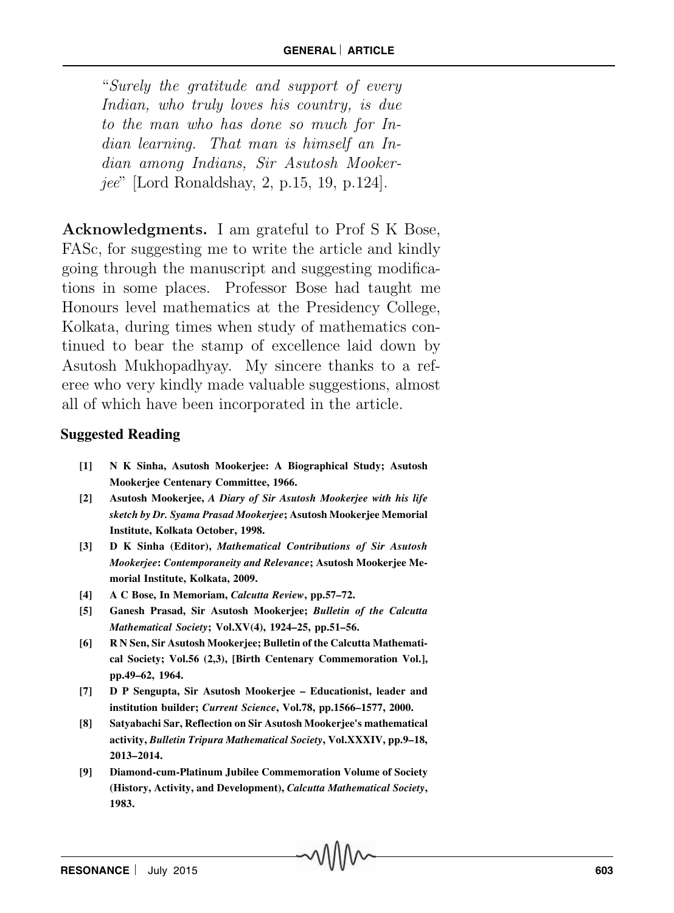"*Surely the gratitude and support of every Indian, who truly loves his country, is due to the man who has done so much for Indian learning. That man is himself an Indian among Indians, Sir Asutosh Mookerjee*" [Lord Ronaldshay, 2, p.15, 19, p.124].

**Acknowledgments.** I am grateful to Prof S K Bose, FASc, for suggesting me to write the article and kindly going through the manuscript and suggesting modifications in some places. Professor Bose had taught me Honours level mathematics at the Presidency College, Kolkata, during times when study of mathematics continued to bear the stamp of excellence laid down by Asutosh Mukhopadhyay. My sincere thanks to a referee who very kindly made valuable suggestions, almost all of which have been incorporated in the article.

## Suggested Reading

[1] N K Sinha, Asutosh Mookerjee: A Biographical Study; Asutosh Mookerjee Centenary Committee, 1966.

[2] Asutosh Mookerjee, *A Diary of Sir Asutosh Mookerjee with his life sketch by Dr. Syama Prasad Mookerjee*; Asutosh Mookerjee Memorial Institute, Kolkata October, 1998.

[3] D K Sinha (Editor), *Mathematical Contributions of Sir Asutosh Mookerjee*: *Contemporaneity and Relevance*; Asutosh Mookerjee Memorial Institute, Kolkata, 2009.

[4] A C Bose, In Memoriam, *Calcutta Review*, pp.57–72.

[5] Ganesh Prasad, Sir Asutosh Mookerjee; *Bulletin of the Calcutta Mathematical Society*; Vol.XV(4), 1924–25, pp.51–56.

[6] R N Sen, Sir Asutosh Mookerjee; Bulletin of the Calcutta Mathematical Society; Vol.56 (2,3), [Birth Centenary Commemoration Vol.], pp.49–62, 1964.

[7] D P Sengupta, Sir Asutosh Mookerjee – Educationist, leader and institution builder; *Current Science*, Vol.78, pp.1566–1577, 2000.

[8] Satyabachi Sar, Reflection on Sir Asutosh Mookerjee's mathematical activity, *Bulletin Tripura Mathematical Society*, Vol.XXXIV, pp.9–18, 2013–2014.

[9] Diamond-cum-Platinum Jubilee Commemoration Volume of Society (History, Activity, and Development), *Calcutta Mathematical Society*, 1983.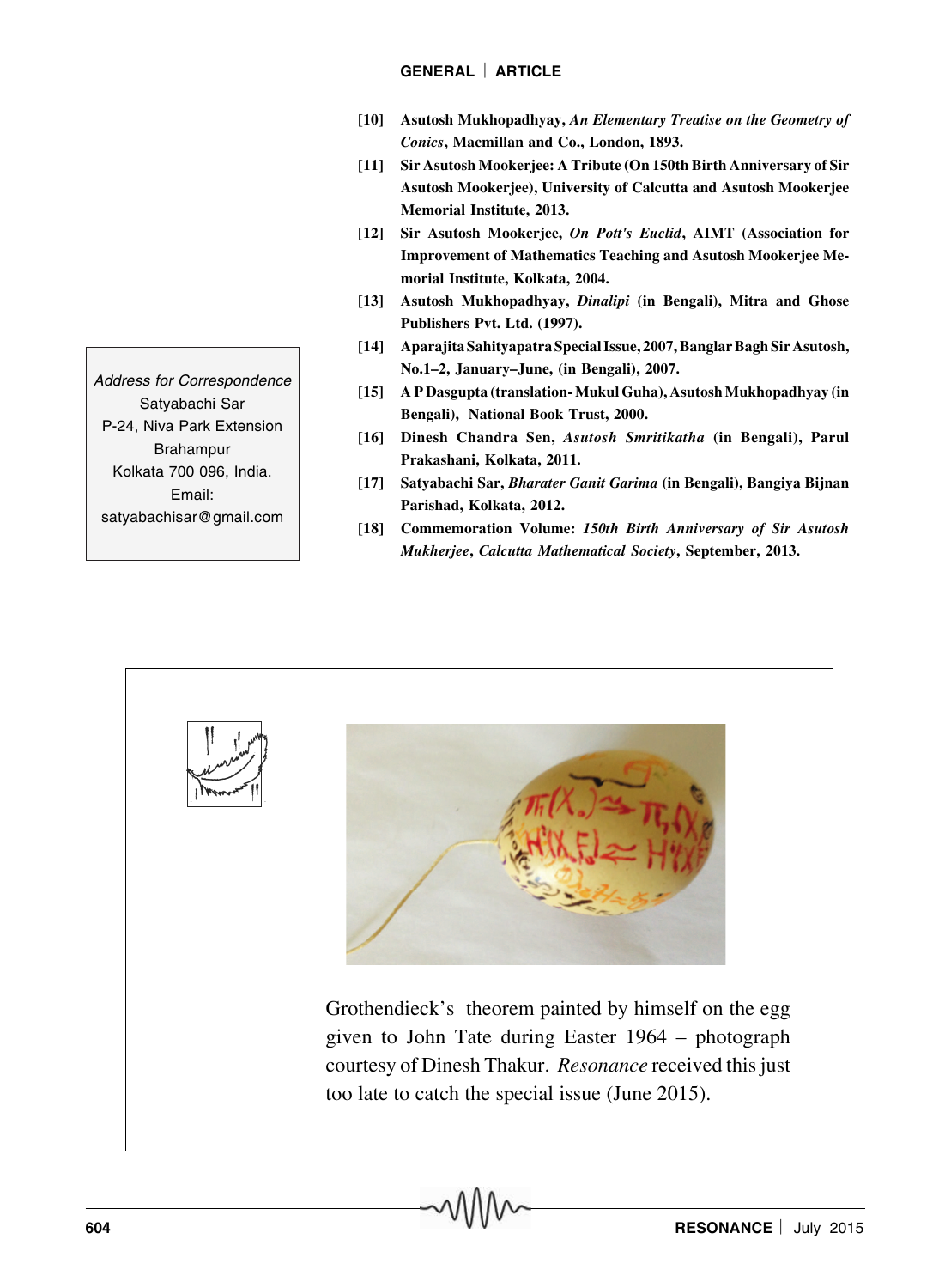[10] Asutosh Mukhopadhyay, *An Elementary Treatise on the Geometry of Conics*, Macmillan and Co., London, 1893.

[11] Sir Asutosh Mookerjee: A Tribute (On 150th Birth Anniversary of Sir Asutosh Mookerjee), University of Calcutta and Asutosh Mookerjee Memorial Institute, 2013.

[12] Sir Asutosh Mookerjee, *On Pott's Euclid*, AIMT (Association for Improvement of Mathematics Teaching and Asutosh Mookerjee Memorial Institute, Kolkata, 2004.

[13] Asutosh Mukhopadhyay, *Dinalipi* (in Bengali), Mitra and Ghose Publishers Pvt. Ltd. (1997).

[14] Aparajita Sahityapatra Special Issue, 2007, Banglar Bagh Sir Asutosh, No.1–2, January–June, (in Bengali), 2007.

[15] A P Dasgupta (translation- Mukul Guha), Asutosh Mukhopadhyay (in Bengali), National Book Trust, 2000.

[16] Dinesh Chandra Sen, *Asutosh Smritikatha* (in Bengali), Parul Prakashani, Kolkata, 2011.

[17] Satyabachi Sar, *Bharater Ganit Garima* (in Bengali), Bangiya Bijnan Parishad, Kolkata, 2012.

[18] Commemoration Volume: *150th Birth Anniversary of Sir Asutosh Mukherjee*, *Calcutta Mathematical Society*, September, 2013.

*Address for Correspondence*
Satyabachi Sar
P-24, Niva Park Extension
Brahampur
Kolkata 700 096, India.
Email:
satyabachisar@gmail.com

Grothendieck's theorem painted by himself on the egg given to John Tate during Easter 1964 – photograph courtesy of Dinesh Thakur. *Resonance* received this just too late to catch the special issue (June 2015).